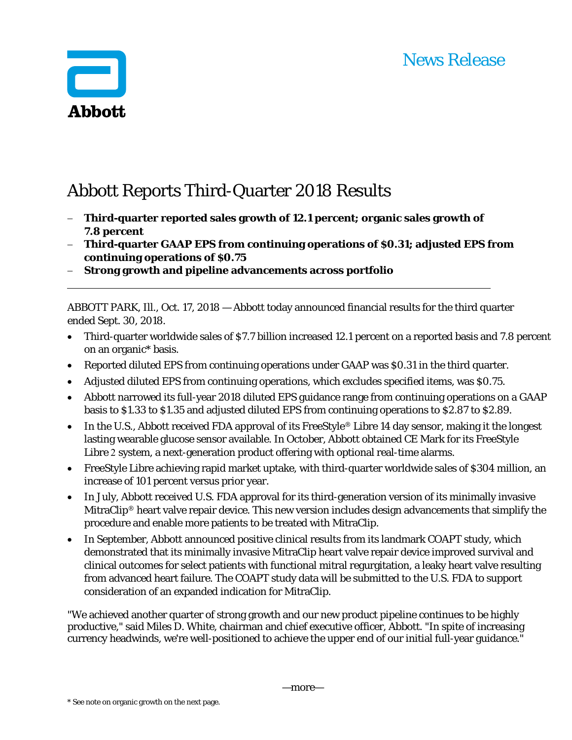Abbott

News Release

# Abbott Reports Third-Quarter 2018 Results

- **Third-quarter reported sales growth of 12.1 percent; organic sales growth of 7.8 percent**
- **Third-quarter GAAP EPS from continuing operations of $0.31; adjusted EPS from continuing operations of $0.75**
- **Strong growth and pipeline advancements across portfolio**

---

ABBOTT PARK, Ill., Oct. 17, 2018 — Abbott today announced financial results for the third quarter ended Sept. 30, 2018.

- Third-quarter worldwide sales of $7.7 billion increased 12.1 percent on a reported basis and 7.8 percent on an organic* basis.
- Reported diluted EPS from continuing operations under GAAP was $0.31 in the third quarter.
- Adjusted diluted EPS from continuing operations, which excludes specified items, was $0.75.
- Abbott narrowed its full-year 2018 diluted EPS guidance range from continuing operations on a GAAP basis to $1.33 to $1.35 and adjusted diluted EPS from continuing operations to $2.87 to $2.89.
- In the U.S., Abbott received FDA approval of its FreeStyle® Libre 14 day sensor, making it the longest lasting wearable glucose sensor available. In October, Abbott obtained CE Mark for its FreeStyle Libre 2 system, a next-generation product offering with optional real-time alarms.
- FreeStyle Libre achieving rapid market uptake, with third-quarter worldwide sales of $304 million, an increase of 101 percent versus prior year.
- In July, Abbott received U.S. FDA approval for its third-generation version of its minimally invasive MitraClip® heart valve repair device. This new version includes design advancements that simplify the procedure and enable more patients to be treated with MitraClip.
- In September, Abbott announced positive clinical results from its landmark COAPT study, which demonstrated that its minimally invasive MitraClip heart valve repair device improved survival and clinical outcomes for select patients with functional mitral regurgitation, a leaky heart valve resulting from advanced heart failure. The COAPT study data will be submitted to the U.S. FDA to support consideration of an expanded indication for MitraClip.

"We achieved another quarter of strong growth and our new product pipeline continues to be highly productive," said Miles D. White, chairman and chief executive officer, Abbott. "In spite of increasing currency headwinds, we're well-positioned to achieve the upper end of our initial full-year guidance."

—more—

* See note on organic growth on the next page.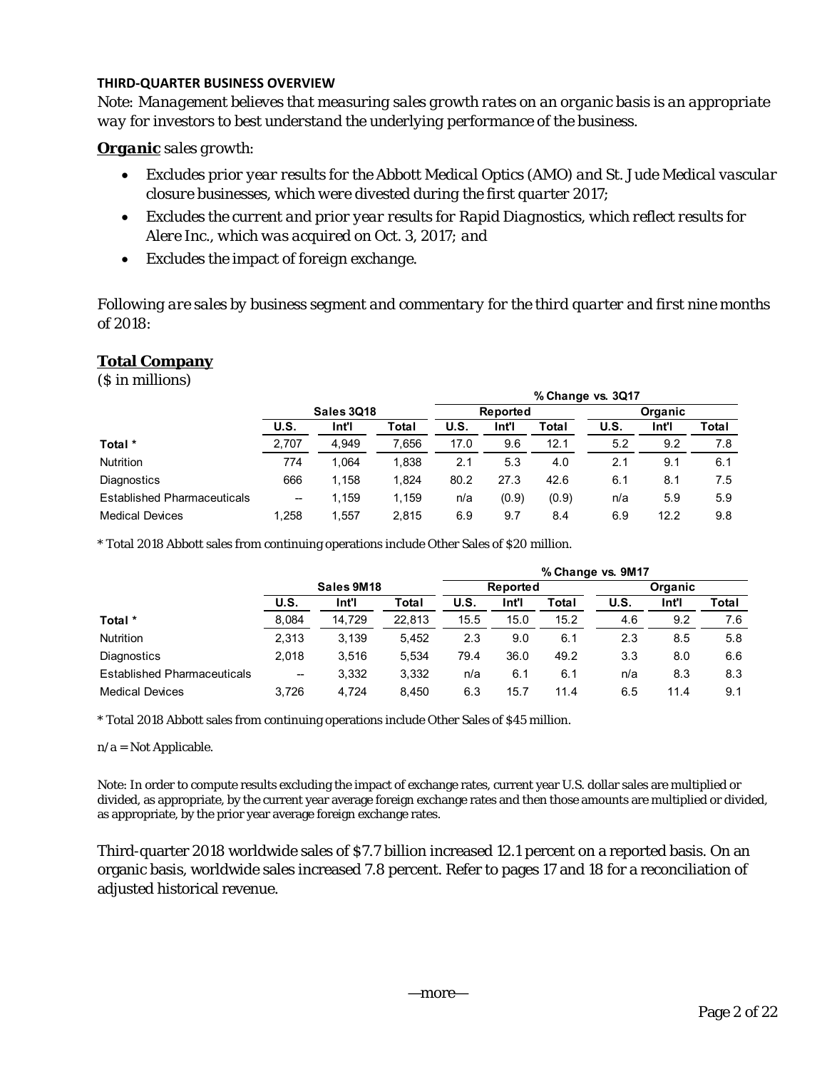**THIRD-QUARTER BUSINESS OVERVIEW**

*Note: Management believes that measuring sales growth rates on an organic basis is an appropriate way for investors to best understand the underlying performance of the business.*

***Organic*** *sales growth:*

- *Excludes prior year results for the Abbott Medical Optics (AMO) and St. Jude Medical vascular closure businesses, which were divested during the first quarter 2017;*
- *Excludes the current and prior year results for Rapid Diagnostics, which reflect results for Alere Inc., which was acquired on Oct. 3, 2017; and*
- *Excludes the impact of foreign exchange.*

*Following are sales by business segment and commentary for the third quarter and first nine months of 2018:*

## Total Company

($ in millions)

| | Sales 3Q18 | | | % Change vs. 3Q17 | | | | | |
|---|---|---|---|---|---|---|---|---|---|
| | | | | Reported | | | Organic | | |
| | U.S. | Int'l | Total | U.S. | Int'l | Total | U.S. | Int'l | Total |
| **Total *** | 2,707 | 4,949 | 7,656 | 17.0 | 9.6 | 12.1 | 5.2 | 9.2 | 7.8 |
| Nutrition | 774 | 1,064 | 1,838 | 2.1 | 5.3 | 4.0 | 2.1 | 9.1 | 6.1 |
| Diagnostics | 666 | 1,158 | 1,824 | 80.2 | 27.3 | 42.6 | 6.1 | 8.1 | 7.5 |
| Established Pharmaceuticals | -- | 1,159 | 1,159 | n/a | (0.9) | (0.9) | n/a | 5.9 | 5.9 |
| Medical Devices | 1,258 | 1,557 | 2,815 | 6.9 | 9.7 | 8.4 | 6.9 | 12.2 | 9.8 |

\* Total 2018 Abbott sales from continuing operations include Other Sales of $20 million.

| | Sales 9M18 | | | % Change vs. 9M17 | | | | | |
|---|---|---|---|---|---|---|---|---|---|
| | | | | Reported | | | Organic | | |
| | U.S. | Int'l | Total | U.S. | Int'l | Total | U.S. | Int'l | Total |
| **Total *** | 8,084 | 14,729 | 22,813 | 15.5 | 15.0 | 15.2 | 4.6 | 9.2 | 7.6 |
| Nutrition | 2,313 | 3,139 | 5,452 | 2.3 | 9.0 | 6.1 | 2.3 | 8.5 | 5.8 |
| Diagnostics | 2,018 | 3,516 | 5,534 | 79.4 | 36.0 | 49.2 | 3.3 | 8.0 | 6.6 |
| Established Pharmaceuticals | -- | 3,332 | 3,332 | n/a | 6.1 | 6.1 | n/a | 8.3 | 8.3 |
| Medical Devices | 3,726 | 4,724 | 8,450 | 6.3 | 15.7 | 11.4 | 6.5 | 11.4 | 9.1 |

\* Total 2018 Abbott sales from continuing operations include Other Sales of $45 million.

n/a = Not Applicable.

Note: In order to compute results excluding the impact of exchange rates, current year U.S. dollar sales are multiplied or divided, as appropriate, by the current year average foreign exchange rates and then those amounts are multiplied or divided, as appropriate, by the prior year average foreign exchange rates.

Third-quarter 2018 worldwide sales of $7.7 billion increased 12.1 percent on a reported basis. On an organic basis, worldwide sales increased 7.8 percent. Refer to pages 17 and 18 for a reconciliation of adjusted historical revenue.

—more—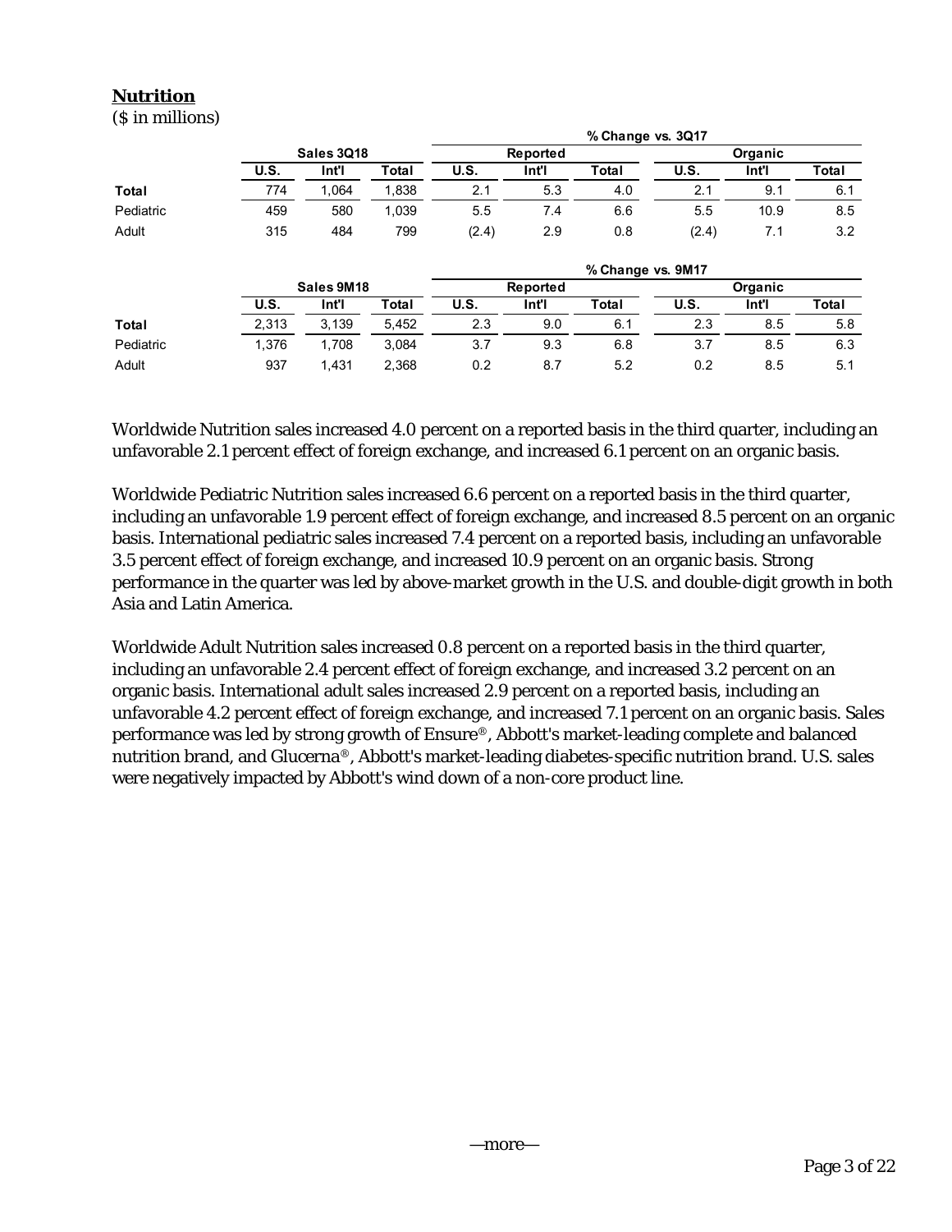## Nutrition

($ in millions)

| | Sales 3Q18 | | | % Change vs. 3Q17 | | | | | |
|---|---|---|---|---|---|---|---|---|---|
| | | | | Reported | | | Organic | | |
| | U.S. | Int'l | Total | U.S. | Int'l | Total | U.S. | Int'l | Total |
| **Total** | 774 | 1,064 | 1,838 | 2.1 | 5.3 | 4.0 | 2.1 | 9.1 | 6.1 |
| Pediatric | 459 | 580 | 1,039 | 5.5 | 7.4 | 6.6 | 5.5 | 10.9 | 8.5 |
| Adult | 315 | 484 | 799 | (2.4) | 2.9 | 0.8 | (2.4) | 7.1 | 3.2 |

| | Sales 9M18 | | | % Change vs. 9M17 | | | | | |
|---|---|---|---|---|---|---|---|---|---|
| | | | | Reported | | | Organic | | |
| | U.S. | Int'l | Total | U.S. | Int'l | Total | U.S. | Int'l | Total |
| **Total** | 2,313 | 3,139 | 5,452 | 2.3 | 9.0 | 6.1 | 2.3 | 8.5 | 5.8 |
| Pediatric | 1,376 | 1,708 | 3,084 | 3.7 | 9.3 | 6.8 | 3.7 | 8.5 | 6.3 |
| Adult | 937 | 1,431 | 2,368 | 0.2 | 8.7 | 5.2 | 0.2 | 8.5 | 5.1 |

Worldwide Nutrition sales increased 4.0 percent on a reported basis in the third quarter, including an unfavorable 2.1 percent effect of foreign exchange, and increased 6.1 percent on an organic basis.

Worldwide Pediatric Nutrition sales increased 6.6 percent on a reported basis in the third quarter, including an unfavorable 1.9 percent effect of foreign exchange, and increased 8.5 percent on an organic basis. International pediatric sales increased 7.4 percent on a reported basis, including an unfavorable 3.5 percent effect of foreign exchange, and increased 10.9 percent on an organic basis. Strong performance in the quarter was led by above-market growth in the U.S. and double-digit growth in both Asia and Latin America.

Worldwide Adult Nutrition sales increased 0.8 percent on a reported basis in the third quarter, including an unfavorable 2.4 percent effect of foreign exchange, and increased 3.2 percent on an organic basis. International adult sales increased 2.9 percent on a reported basis, including an unfavorable 4.2 percent effect of foreign exchange, and increased 7.1 percent on an organic basis. Sales performance was led by strong growth of Ensure®, Abbott's market-leading complete and balanced nutrition brand, and Glucerna®, Abbott's market-leading diabetes-specific nutrition brand. U.S. sales were negatively impacted by Abbott's wind down of a non-core product line.

—more—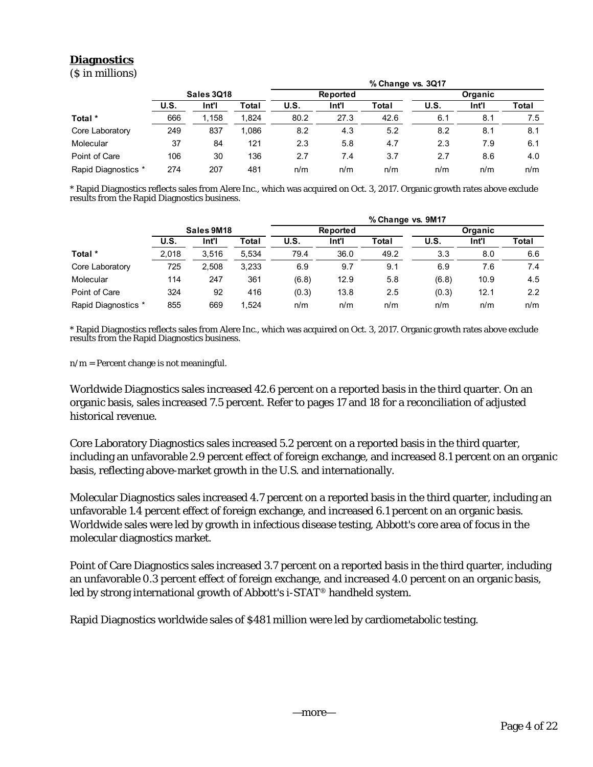## **Diagnostics**

($ in millions)

| | Sales 3Q18 | | | % Change vs. 3Q17 | | | | | |
|---|---|---|---|---|---|---|---|---|---|
| | | | | Reported | | | Organic | | |
| | U.S. | Int'l | Total | U.S. | Int'l | Total | U.S. | Int'l | Total |
| **Total *** | 666 | 1,158 | 1,824 | 80.2 | 27.3 | 42.6 | 6.1 | 8.1 | 7.5 |
| Core Laboratory | 249 | 837 | 1,086 | 8.2 | 4.3 | 5.2 | 8.2 | 8.1 | 8.1 |
| Molecular | 37 | 84 | 121 | 2.3 | 5.8 | 4.7 | 2.3 | 7.9 | 6.1 |
| Point of Care | 106 | 30 | 136 | 2.7 | 7.4 | 3.7 | 2.7 | 8.6 | 4.0 |
| Rapid Diagnostics * | 274 | 207 | 481 | n/m | n/m | n/m | n/m | n/m | n/m |

* Rapid Diagnostics reflects sales from Alere Inc., which was acquired on Oct. 3, 2017. Organic growth rates above exclude results from the Rapid Diagnostics business.

| | Sales 9M18 | | | % Change vs. 9M17 | | | | | |
|---|---|---|---|---|---|---|---|---|---|
| | | | | Reported | | | Organic | | |
| | U.S. | Int'l | Total | U.S. | Int'l | Total | U.S. | Int'l | Total |
| **Total *** | 2,018 | 3,516 | 5,534 | 79.4 | 36.0 | 49.2 | 3.3 | 8.0 | 6.6 |
| Core Laboratory | 725 | 2,508 | 3,233 | 6.9 | 9.7 | 9.1 | 6.9 | 7.6 | 7.4 |
| Molecular | 114 | 247 | 361 | (6.8) | 12.9 | 5.8 | (6.8) | 10.9 | 4.5 |
| Point of Care | 324 | 92 | 416 | (0.3) | 13.8 | 2.5 | (0.3) | 12.1 | 2.2 |
| Rapid Diagnostics * | 855 | 669 | 1,524 | n/m | n/m | n/m | n/m | n/m | n/m |

* Rapid Diagnostics reflects sales from Alere Inc., which was acquired on Oct. 3, 2017. Organic growth rates above exclude results from the Rapid Diagnostics business.

n/m = Percent change is not meaningful.

Worldwide Diagnostics sales increased 42.6 percent on a reported basis in the third quarter. On an organic basis, sales increased 7.5 percent. Refer to pages 17 and 18 for a reconciliation of adjusted historical revenue.

Core Laboratory Diagnostics sales increased 5.2 percent on a reported basis in the third quarter, including an unfavorable 2.9 percent effect of foreign exchange, and increased 8.1 percent on an organic basis, reflecting above-market growth in the U.S. and internationally.

Molecular Diagnostics sales increased 4.7 percent on a reported basis in the third quarter, including an unfavorable 1.4 percent effect of foreign exchange, and increased 6.1 percent on an organic basis. Worldwide sales were led by growth in infectious disease testing, Abbott's core area of focus in the molecular diagnostics market.

Point of Care Diagnostics sales increased 3.7 percent on a reported basis in the third quarter, including an unfavorable 0.3 percent effect of foreign exchange, and increased 4.0 percent on an organic basis, led by strong international growth of Abbott's i-STAT® handheld system.

Rapid Diagnostics worldwide sales of $481 million were led by cardiometabolic testing.

—more—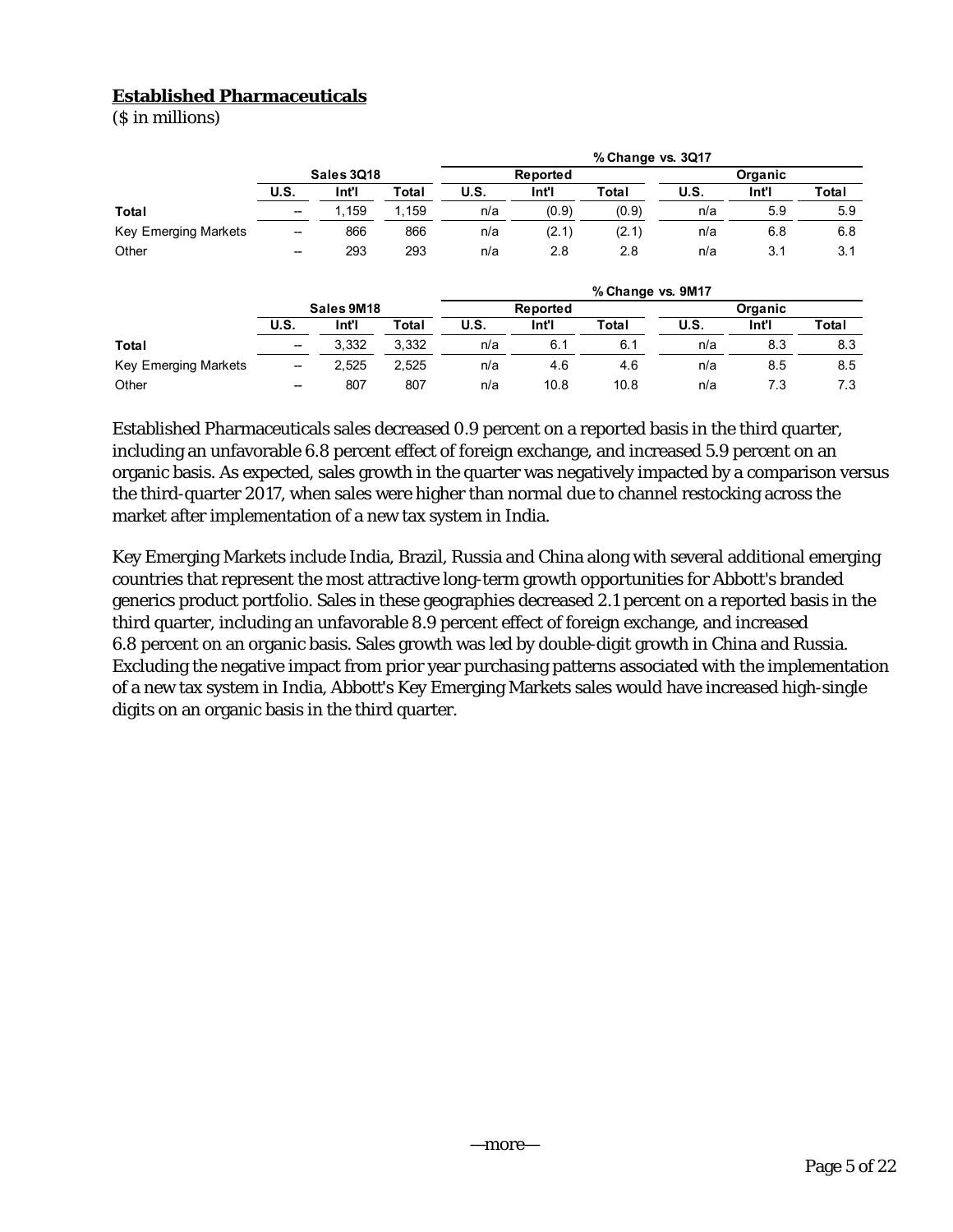## Established Pharmaceuticals

($ in millions)

| | Sales 3Q18 | | | % Change vs. 3Q17 | | | | | |
|---|---|---|---|---|---|---|---|---|---|
| | | | | Reported | | | Organic | | |
| | U.S. | Int'l | Total | U.S. | Int'l | Total | U.S. | Int'l | Total |
| **Total** | -- | 1,159 | 1,159 | n/a | (0.9) | (0.9) | n/a | 5.9 | 5.9 |
| Key Emerging Markets | -- | 866 | 866 | n/a | (2.1) | (2.1) | n/a | 6.8 | 6.8 |
| Other | -- | 293 | 293 | n/a | 2.8 | 2.8 | n/a | 3.1 | 3.1 |

| | Sales 9M18 | | | % Change vs. 9M17 | | | | | |
|---|---|---|---|---|---|---|---|---|---|
| | | | | Reported | | | Organic | | |
| | U.S. | Int'l | Total | U.S. | Int'l | Total | U.S. | Int'l | Total |
| **Total** | -- | 3,332 | 3,332 | n/a | 6.1 | 6.1 | n/a | 8.3 | 8.3 |
| Key Emerging Markets | -- | 2,525 | 2,525 | n/a | 4.6 | 4.6 | n/a | 8.5 | 8.5 |
| Other | -- | 807 | 807 | n/a | 10.8 | 10.8 | n/a | 7.3 | 7.3 |

Established Pharmaceuticals sales decreased 0.9 percent on a reported basis in the third quarter, including an unfavorable 6.8 percent effect of foreign exchange, and increased 5.9 percent on an organic basis. As expected, sales growth in the quarter was negatively impacted by a comparison versus the third-quarter 2017, when sales were higher than normal due to channel restocking across the market after implementation of a new tax system in India.

Key Emerging Markets include India, Brazil, Russia and China along with several additional emerging countries that represent the most attractive long-term growth opportunities for Abbott's branded generics product portfolio. Sales in these geographies decreased 2.1 percent on a reported basis in the third quarter, including an unfavorable 8.9 percent effect of foreign exchange, and increased 6.8 percent on an organic basis. Sales growth was led by double-digit growth in China and Russia. Excluding the negative impact from prior year purchasing patterns associated with the implementation of a new tax system in India, Abbott's Key Emerging Markets sales would have increased high-single digits on an organic basis in the third quarter.

—more—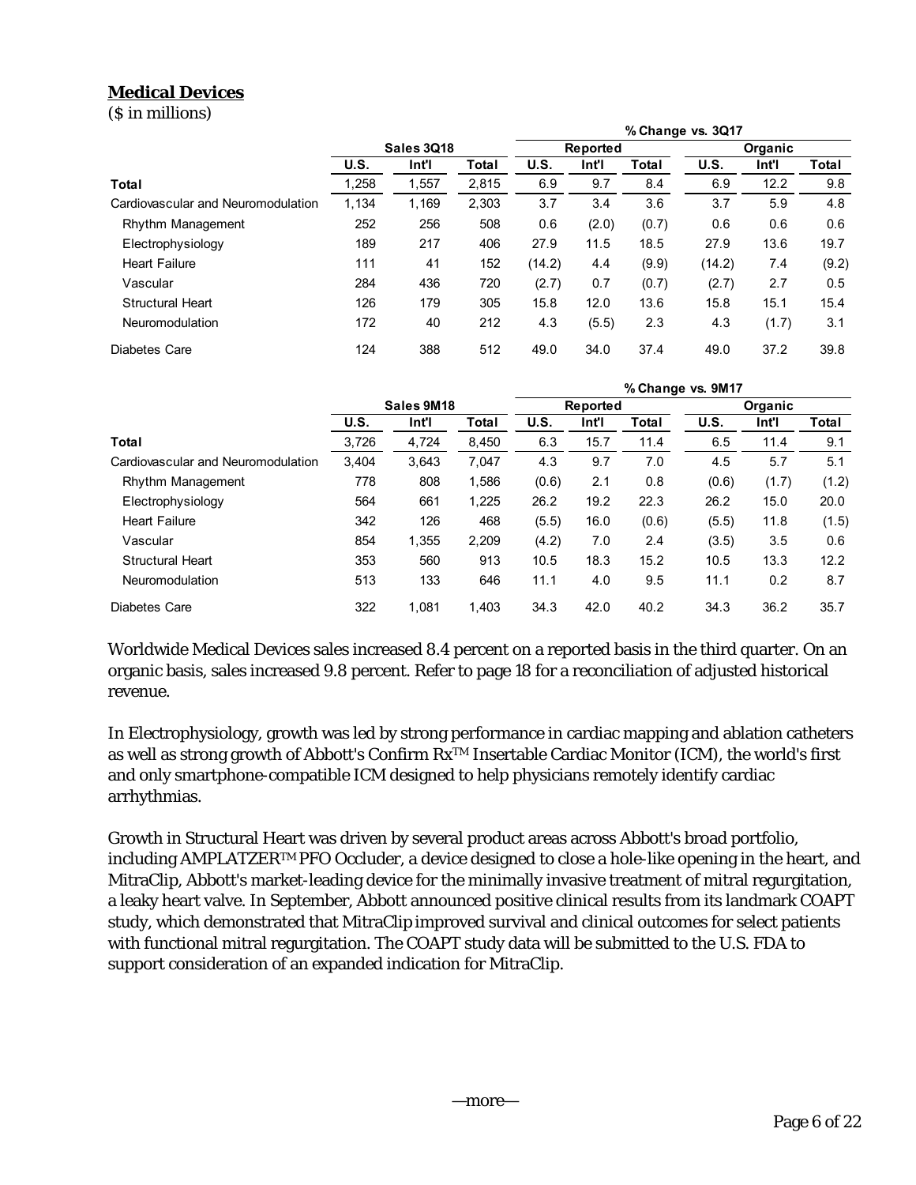## Medical Devices

($ in millions)

| | Sales 3Q18 | | | % Change vs. 3Q17 | | | | | |
|---|---|---|---|---|---|---|---|---|---|
| | | | | Reported | | | Organic | | |
| | U.S. | Int'l | Total | U.S. | Int'l | Total | U.S. | Int'l | Total |
| **Total** | 1,258 | 1,557 | 2,815 | 6.9 | 9.7 | 8.4 | 6.9 | 12.2 | 9.8 |
| Cardiovascular and Neuromodulation | 1,134 | 1,169 | 2,303 | 3.7 | 3.4 | 3.6 | 3.7 | 5.9 | 4.8 |
| Rhythm Management | 252 | 256 | 508 | 0.6 | (2.0) | (0.7) | 0.6 | 0.6 | 0.6 |
| Electrophysiology | 189 | 217 | 406 | 27.9 | 11.5 | 18.5 | 27.9 | 13.6 | 19.7 |
| Heart Failure | 111 | 41 | 152 | (14.2) | 4.4 | (9.9) | (14.2) | 7.4 | (9.2) |
| Vascular | 284 | 436 | 720 | (2.7) | 0.7 | (0.7) | (2.7) | 2.7 | 0.5 |
| Structural Heart | 126 | 179 | 305 | 15.8 | 12.0 | 13.6 | 15.8 | 15.1 | 15.4 |
| Neuromodulation | 172 | 40 | 212 | 4.3 | (5.5) | 2.3 | 4.3 | (1.7) | 3.1 |
| Diabetes Care | 124 | 388 | 512 | 49.0 | 34.0 | 37.4 | 49.0 | 37.2 | 39.8 |

| | Sales 9M18 | | | % Change vs. 9M17 | | | | | |
|---|---|---|---|---|---|---|---|---|---|
| | | | | Reported | | | Organic | | |
| | U.S. | Int'l | Total | U.S. | Int'l | Total | U.S. | Int'l | Total |
| **Total** | 3,726 | 4,724 | 8,450 | 6.3 | 15.7 | 11.4 | 6.5 | 11.4 | 9.1 |
| Cardiovascular and Neuromodulation | 3,404 | 3,643 | 7,047 | 4.3 | 9.7 | 7.0 | 4.5 | 5.7 | 5.1 |
| Rhythm Management | 778 | 808 | 1,586 | (0.6) | 2.1 | 0.8 | (0.6) | (1.7) | (1.2) |
| Electrophysiology | 564 | 661 | 1,225 | 26.2 | 19.2 | 22.3 | 26.2 | 15.0 | 20.0 |
| Heart Failure | 342 | 126 | 468 | (5.5) | 16.0 | (0.6) | (5.5) | 11.8 | (1.5) |
| Vascular | 854 | 1,355 | 2,209 | (4.2) | 7.0 | 2.4 | (3.5) | 3.5 | 0.6 |
| Structural Heart | 353 | 560 | 913 | 10.5 | 18.3 | 15.2 | 10.5 | 13.3 | 12.2 |
| Neuromodulation | 513 | 133 | 646 | 11.1 | 4.0 | 9.5 | 11.1 | 0.2 | 8.7 |
| Diabetes Care | 322 | 1,081 | 1,403 | 34.3 | 42.0 | 40.2 | 34.3 | 36.2 | 35.7 |

Worldwide Medical Devices sales increased 8.4 percent on a reported basis in the third quarter. On an organic basis, sales increased 9.8 percent. Refer to page 18 for a reconciliation of adjusted historical revenue.

In Electrophysiology, growth was led by strong performance in cardiac mapping and ablation catheters as well as strong growth of Abbott's Confirm Rx™ Insertable Cardiac Monitor (ICM), the world's first and only smartphone-compatible ICM designed to help physicians remotely identify cardiac arrhythmias.

Growth in Structural Heart was driven by several product areas across Abbott's broad portfolio, including AMPLATZER™ PFO Occluder, a device designed to close a hole-like opening in the heart, and MitraClip, Abbott's market-leading device for the minimally invasive treatment of mitral regurgitation, a leaky heart valve. In September, Abbott announced positive clinical results from its landmark COAPT study, which demonstrated that MitraClip improved survival and clinical outcomes for select patients with functional mitral regurgitation. The COAPT study data will be submitted to the U.S. FDA to support consideration of an expanded indication for MitraClip.

—more—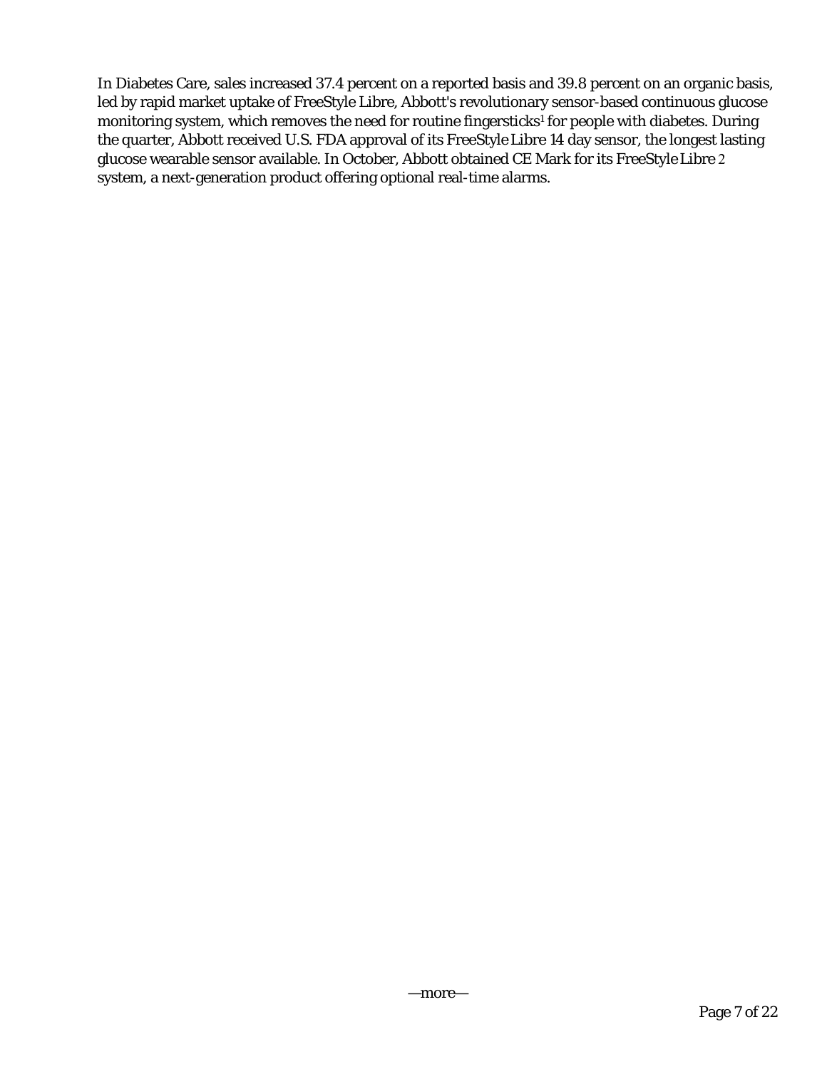In Diabetes Care, sales increased 37.4 percent on a reported basis and 39.8 percent on an organic basis, led by rapid market uptake of FreeStyle Libre, Abbott's revolutionary sensor-based continuous glucose monitoring system, which removes the need for routine fingersticks[1] for people with diabetes. During the quarter, Abbott received U.S. FDA approval of its FreeStyle Libre 14 day sensor, the longest lasting glucose wearable sensor available. In October, Abbott obtained CE Mark for its FreeStyle Libre 2 system, a next-generation product offering optional real-time alarms.

—more—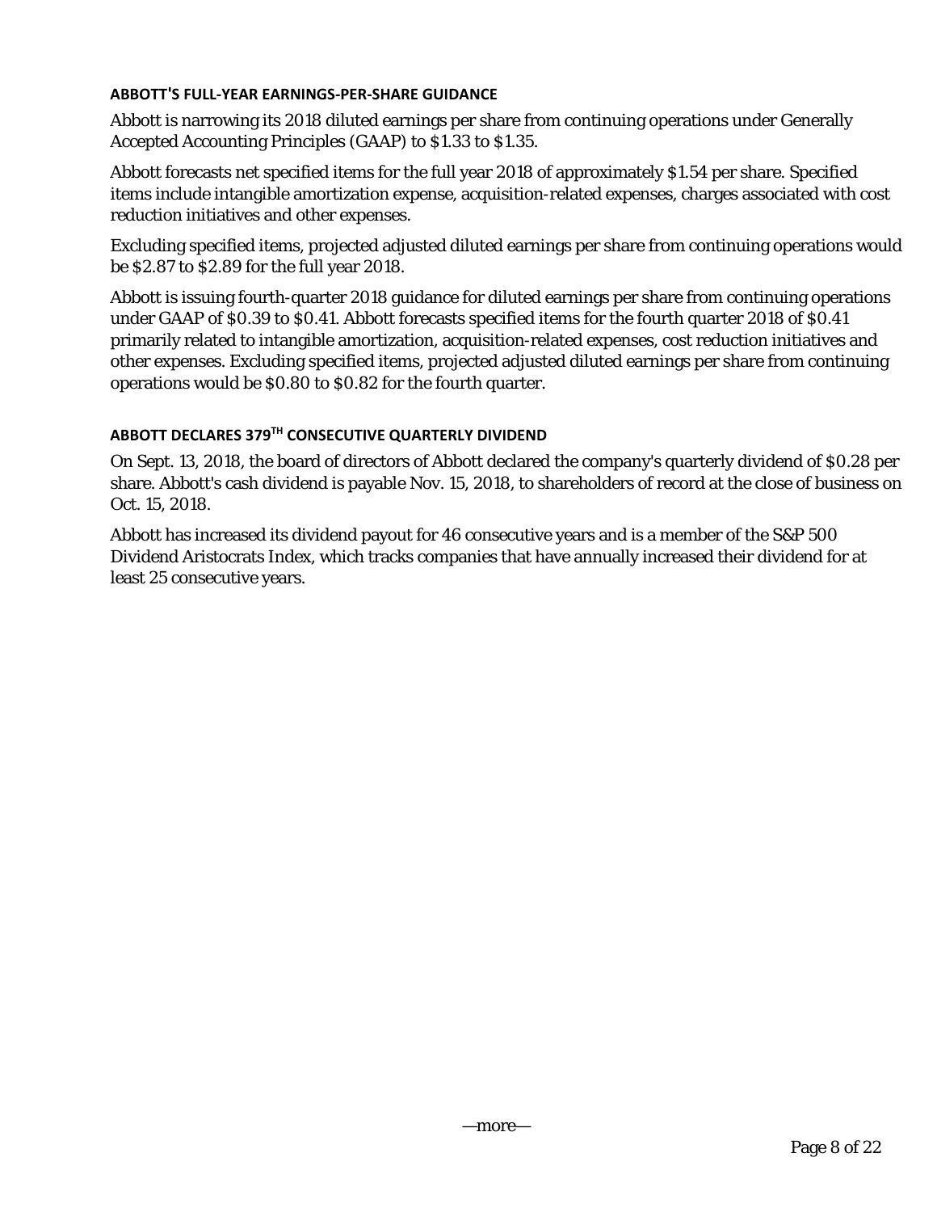### ABBOTT'S FULL-YEAR EARNINGS-PER-SHARE GUIDANCE

Abbott is narrowing its 2018 diluted earnings per share from continuing operations under Generally Accepted Accounting Principles (GAAP) to $1.33 to $1.35.

Abbott forecasts net specified items for the full year 2018 of approximately $1.54 per share. Specified items include intangible amortization expense, acquisition-related expenses, charges associated with cost reduction initiatives and other expenses.

Excluding specified items, projected adjusted diluted earnings per share from continuing operations would be $2.87 to $2.89 for the full year 2018.

Abbott is issuing fourth-quarter 2018 guidance for diluted earnings per share from continuing operations under GAAP of $0.39 to $0.41. Abbott forecasts specified items for the fourth quarter 2018 of $0.41 primarily related to intangible amortization, acquisition-related expenses, cost reduction initiatives and other expenses. Excluding specified items, projected adjusted diluted earnings per share from continuing operations would be $0.80 to $0.82 for the fourth quarter.

### ABBOTT DECLARES 379TH CONSECUTIVE QUARTERLY DIVIDEND

On Sept. 13, 2018, the board of directors of Abbott declared the company's quarterly dividend of $0.28 per share. Abbott's cash dividend is payable Nov. 15, 2018, to shareholders of record at the close of business on Oct. 15, 2018.

Abbott has increased its dividend payout for 46 consecutive years and is a member of the S&P 500 Dividend Aristocrats Index, which tracks companies that have annually increased their dividend for at least 25 consecutive years.

—more—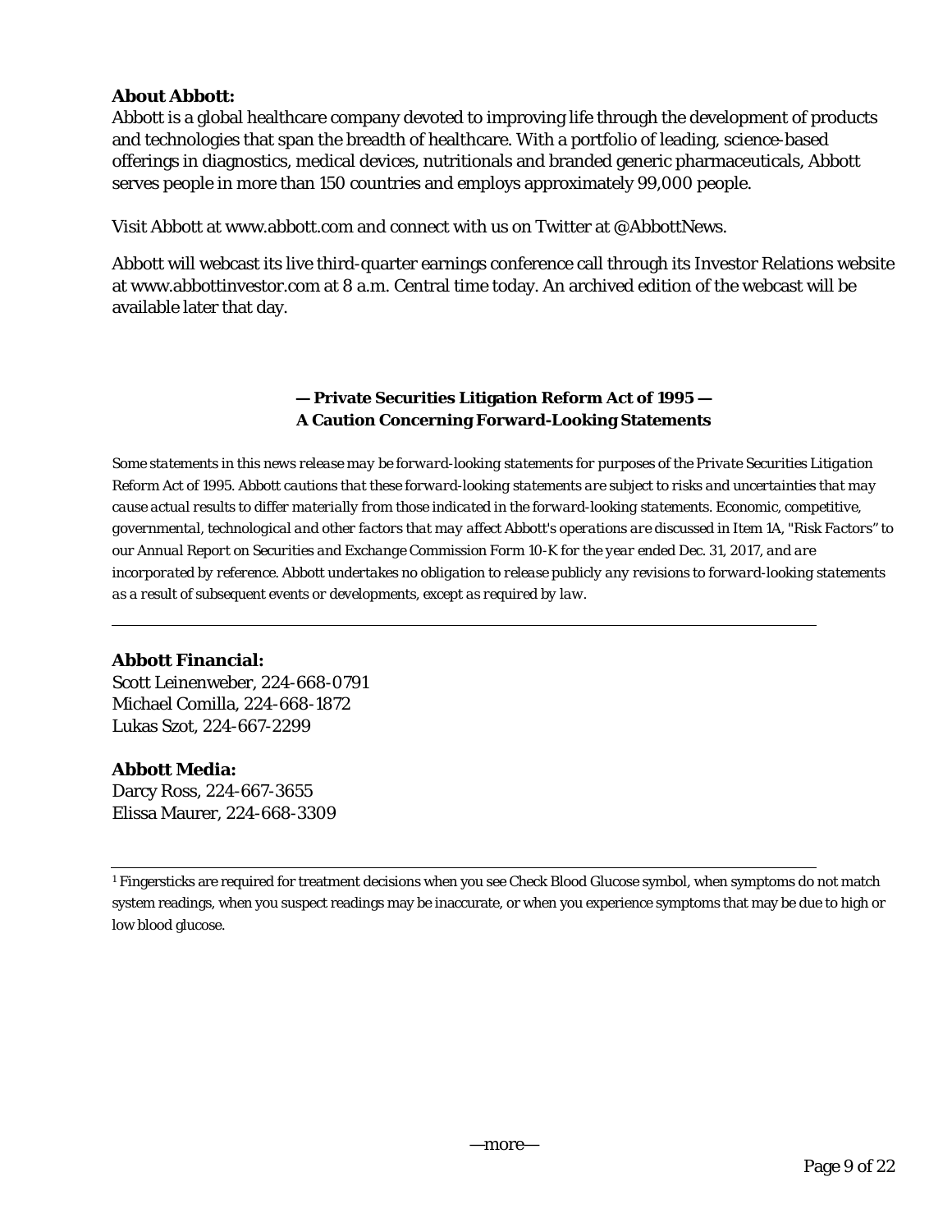**About Abbott:**

Abbott is a global healthcare company devoted to improving life through the development of products and technologies that span the breadth of healthcare. With a portfolio of leading, science-based offerings in diagnostics, medical devices, nutritionals and branded generic pharmaceuticals, Abbott serves people in more than 150 countries and employs approximately 99,000 people.

Visit Abbott at www.abbott.com and connect with us on Twitter at @AbbottNews.

Abbott will webcast its live third-quarter earnings conference call through its Investor Relations website at www.abbottinvestor.com at 8 a.m. Central time today. An archived edition of the webcast will be available later that day.

**— Private Securities Litigation Reform Act of 1995 —**
**A Caution Concerning Forward-Looking Statements**

*Some statements in this news release may be forward-looking statements for purposes of the Private Securities Litigation Reform Act of 1995. Abbott cautions that these forward-looking statements are subject to risks and uncertainties that may cause actual results to differ materially from those indicated in the forward-looking statements. Economic, competitive, governmental, technological and other factors that may affect Abbott's operations are discussed in Item 1A, "Risk Factors" to our Annual Report on Securities and Exchange Commission Form 10-K for the year ended Dec. 31, 2017, and are incorporated by reference. Abbott undertakes no obligation to release publicly any revisions to forward-looking statements as a result of subsequent events or developments, except as required by law.*

---

**Abbott Financial:**
Scott Leinenweber, 224-668-0791
Michael Comilla, 224-668-1872
Lukas Szot, 224-667-2299

**Abbott Media:**
Darcy Ross, 224-667-3655
Elissa Maurer, 224-668-3309

---

[1] Fingersticks are required for treatment decisions when you see Check Blood Glucose symbol, when symptoms do not match system readings, when you suspect readings may be inaccurate, or when you experience symptoms that may be due to high or low blood glucose.

—more—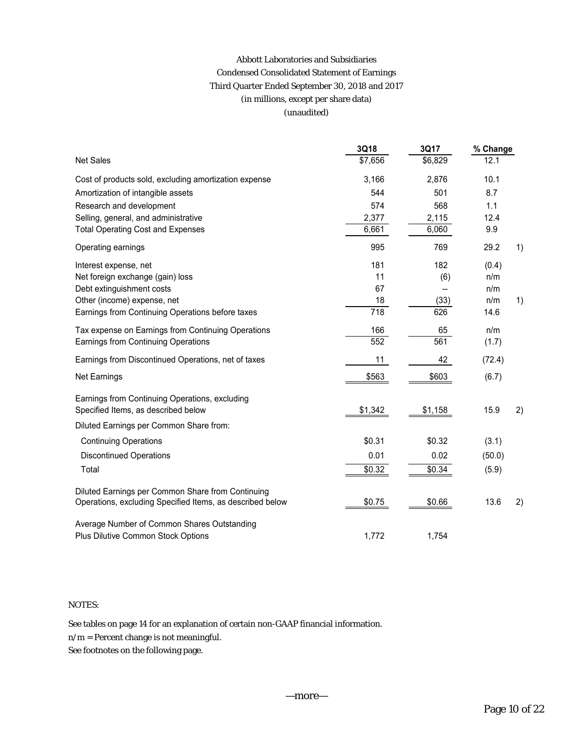Abbott Laboratories and Subsidiaries
Condensed Consolidated Statement of Earnings
Third Quarter Ended September 30, 2018 and 2017
(in millions, except per share data)
(unaudited)

| | 3Q18 | 3Q17 | % Change | |
|---|---|---|---|---|
| Net Sales | $7,656 | $6,829 | 12.1 | |
| Cost of products sold, excluding amortization expense | 3,166 | 2,876 | 10.1 | |
| Amortization of intangible assets | 544 | 501 | 8.7 | |
| Research and development | 574 | 568 | 1.1 | |
| Selling, general, and administrative | 2,377 | 2,115 | 12.4 | |
| Total Operating Cost and Expenses | 6,661 | 6,060 | 9.9 | |
| Operating earnings | 995 | 769 | 29.2 | 1) |
| Interest expense, net | 181 | 182 | (0.4) | |
| Net foreign exchange (gain) loss | 11 | (6) | n/m | |
| Debt extinguishment costs | 67 | -- | n/m | |
| Other (income) expense, net | 18 | (33) | n/m | 1) |
| Earnings from Continuing Operations before taxes | 718 | 626 | 14.6 | |
| Tax expense on Earnings from Continuing Operations | 166 | 65 | n/m | |
| Earnings from Continuing Operations | 552 | 561 | (1.7) | |
| Earnings from Discontinued Operations, net of taxes | 11 | 42 | (72.4) | |
| Net Earnings | $563 | $603 | (6.7) | |
| Earnings from Continuing Operations, excluding Specified Items, as described below | $1,342 | $1,158 | 15.9 | 2) |
| Diluted Earnings per Common Share from: | | | | |
| Continuing Operations | $0.31 | $0.32 | (3.1) | |
| Discontinued Operations | 0.01 | 0.02 | (50.0) | |
| Total | $0.32 | $0.34 | (5.9) | |
| Diluted Earnings per Common Share from Continuing Operations, excluding Specified Items, as described below | $0.75 | $0.66 | 13.6 | 2) |
| Average Number of Common Shares Outstanding Plus Dilutive Common Stock Options | 1,772 | 1,754 | | |

NOTES:

See tables on page 14 for an explanation of certain non-GAAP financial information.

n/m = Percent change is not meaningful.

See footnotes on the following page.

—more—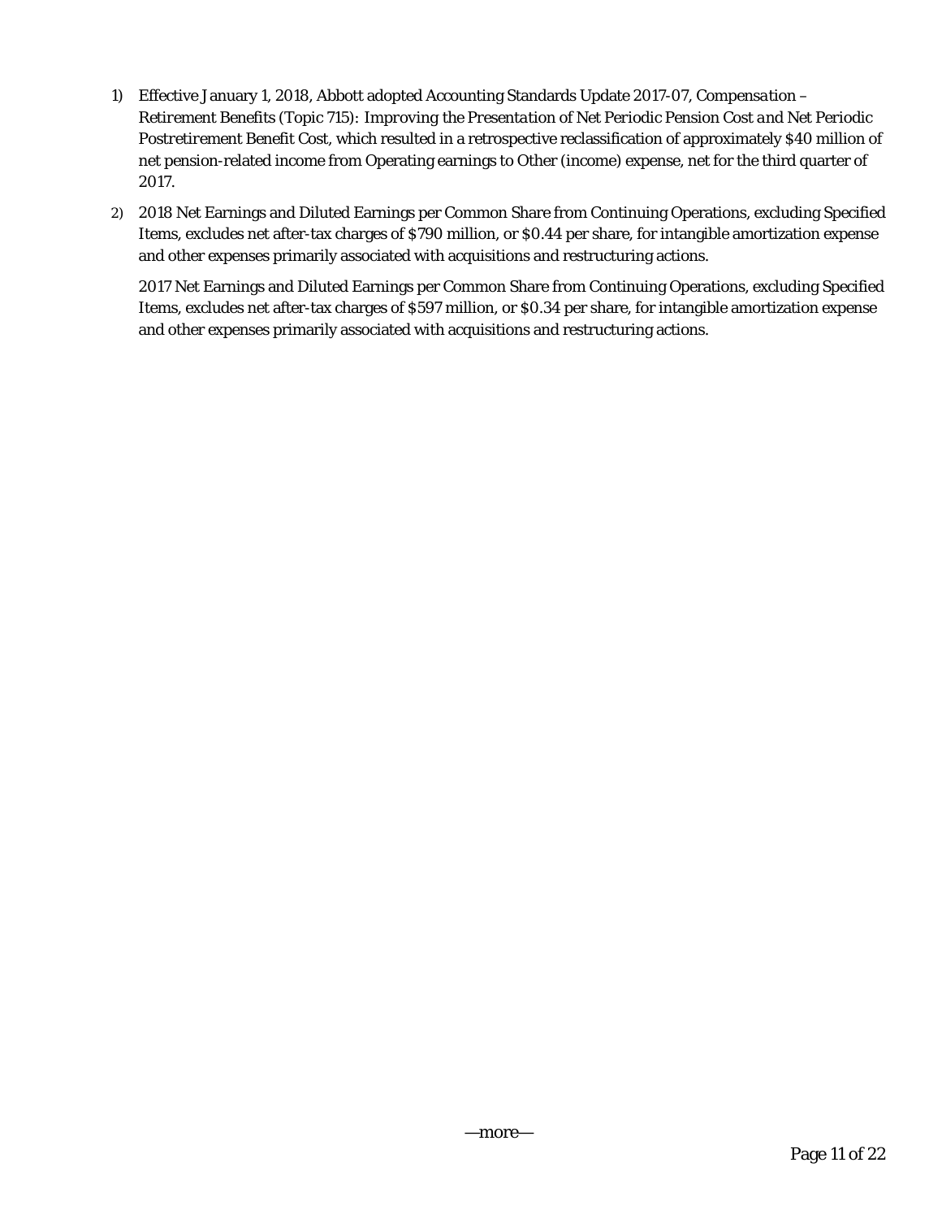1) Effective January 1, 2018, Abbott adopted Accounting Standards Update 2017-07, *Compensation – Retirement Benefits (Topic 715): Improving the Presentation of Net Periodic Pension Cost and Net Periodic Postretirement Benefit Cost*, which resulted in a retrospective reclassification of approximately $40 million of net pension-related income from Operating earnings to Other (income) expense, net for the third quarter of 2017.

2) 2018 Net Earnings and Diluted Earnings per Common Share from Continuing Operations, excluding Specified Items, excludes net after-tax charges of $790 million, or $0.44 per share, for intangible amortization expense and other expenses primarily associated with acquisitions and restructuring actions.

   2017 Net Earnings and Diluted Earnings per Common Share from Continuing Operations, excluding Specified Items, excludes net after-tax charges of $597 million, or $0.34 per share, for intangible amortization expense and other expenses primarily associated with acquisitions and restructuring actions.

—more—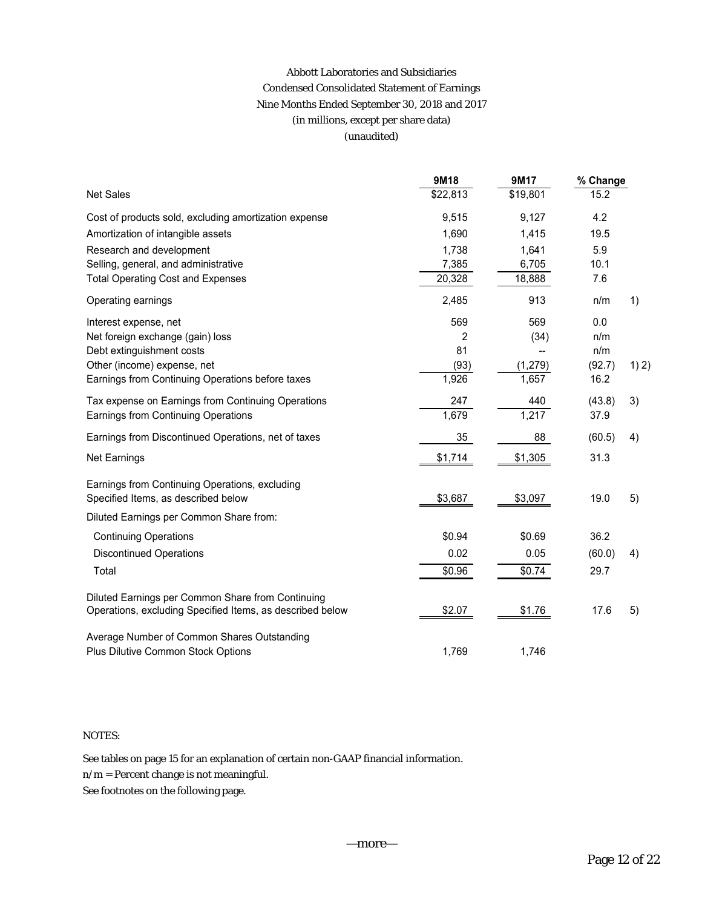Abbott Laboratories and Subsidiaries
Condensed Consolidated Statement of Earnings
Nine Months Ended September 30, 2018 and 2017
(in millions, except per share data)
(unaudited)

| | 9M18 | 9M17 | % Change | |
|---|---|---|---|---|
| Net Sales | $22,813 | $19,801 | 15.2 | |
| Cost of products sold, excluding amortization expense | 9,515 | 9,127 | 4.2 | |
| Amortization of intangible assets | 1,690 | 1,415 | 19.5 | |
| Research and development | 1,738 | 1,641 | 5.9 | |
| Selling, general, and administrative | 7,385 | 6,705 | 10.1 | |
| Total Operating Cost and Expenses | 20,328 | 18,888 | 7.6 | |
| Operating earnings | 2,485 | 913 | n/m | 1) |
| Interest expense, net | 569 | 569 | 0.0 | |
| Net foreign exchange (gain) loss | 2 | (34) | n/m | |
| Debt extinguishment costs | 81 | -- | n/m | |
| Other (income) expense, net | (93) | (1,279) | (92.7) | 1) 2) |
| Earnings from Continuing Operations before taxes | 1,926 | 1,657 | 16.2 | |
| Tax expense on Earnings from Continuing Operations | 247 | 440 | (43.8) | 3) |
| Earnings from Continuing Operations | 1,679 | 1,217 | 37.9 | |
| Earnings from Discontinued Operations, net of taxes | 35 | 88 | (60.5) | 4) |
| Net Earnings | $1,714 | $1,305 | 31.3 | |
| Earnings from Continuing Operations, excluding Specified Items, as described below | $3,687 | $3,097 | 19.0 | 5) |
| Diluted Earnings per Common Share from: | | | | |
| Continuing Operations | $0.94 | $0.69 | 36.2 | |
| Discontinued Operations | 0.02 | 0.05 | (60.0) | 4) |
| Total | $0.96 | $0.74 | 29.7 | |
| Diluted Earnings per Common Share from Continuing Operations, excluding Specified Items, as described below | $2.07 | $1.76 | 17.6 | 5) |
| Average Number of Common Shares Outstanding Plus Dilutive Common Stock Options | 1,769 | 1,746 | | |

NOTES:

See tables on page 15 for an explanation of certain non-GAAP financial information.

n/m = Percent change is not meaningful.

See footnotes on the following page.

—more—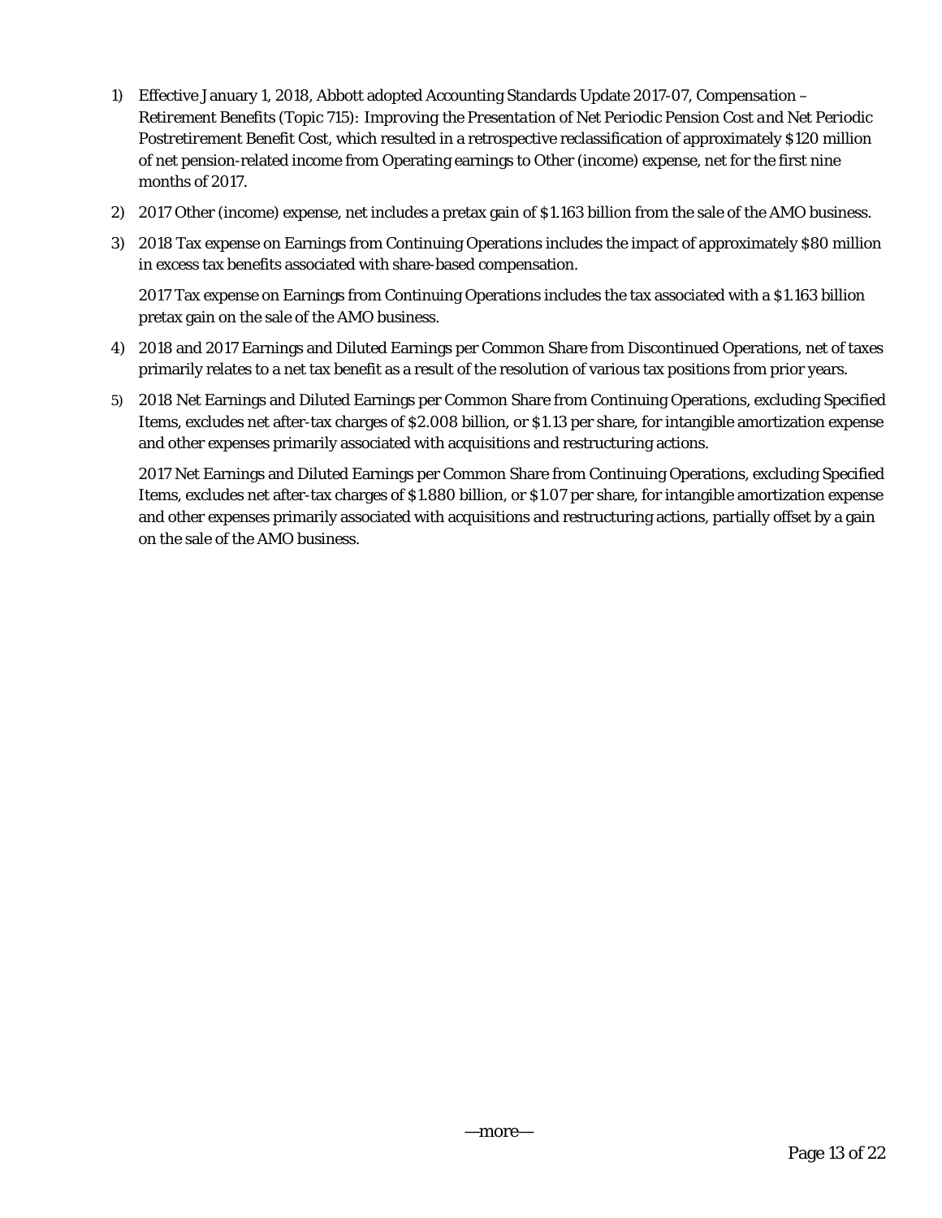1) Effective January 1, 2018, Abbott adopted Accounting Standards Update 2017-07, *Compensation – Retirement Benefits (Topic 715): Improving the Presentation of Net Periodic Pension Cost and Net Periodic Postretirement Benefit Cost*, which resulted in a retrospective reclassification of approximately $120 million of net pension-related income from Operating earnings to Other (income) expense, net for the first nine months of 2017.

2) 2017 Other (income) expense, net includes a pretax gain of $1.163 billion from the sale of the AMO business.

3) 2018 Tax expense on Earnings from Continuing Operations includes the impact of approximately $80 million in excess tax benefits associated with share-based compensation.

   2017 Tax expense on Earnings from Continuing Operations includes the tax associated with a $1.163 billion pretax gain on the sale of the AMO business.

4) 2018 and 2017 Earnings and Diluted Earnings per Common Share from Discontinued Operations, net of taxes primarily relates to a net tax benefit as a result of the resolution of various tax positions from prior years.

5) 2018 Net Earnings and Diluted Earnings per Common Share from Continuing Operations, excluding Specified Items, excludes net after-tax charges of $2.008 billion, or $1.13 per share, for intangible amortization expense and other expenses primarily associated with acquisitions and restructuring actions.

   2017 Net Earnings and Diluted Earnings per Common Share from Continuing Operations, excluding Specified Items, excludes net after-tax charges of $1.880 billion, or $1.07 per share, for intangible amortization expense and other expenses primarily associated with acquisitions and restructuring actions, partially offset by a gain on the sale of the AMO business.

—more—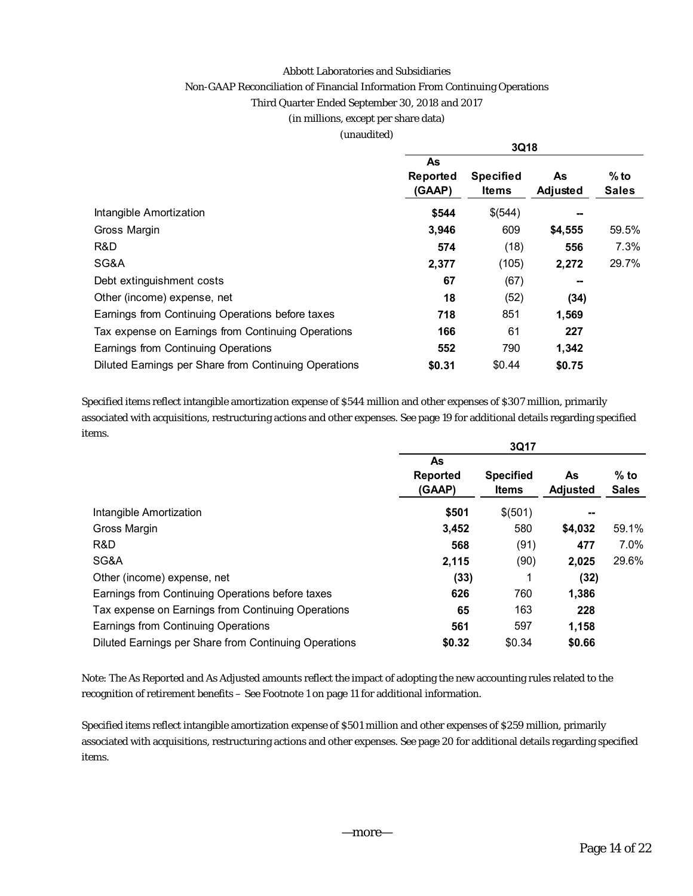Abbott Laboratories and Subsidiaries

Non-GAAP Reconciliation of Financial Information From Continuing Operations

Third Quarter Ended September 30, 2018 and 2017

(in millions, except per share data)

(unaudited)

| | 3Q18 | | | |
|---|---|---|---|---|
| | As Reported (GAAP) | Specified Items | As Adjusted | % to Sales |
| Intangible Amortization | $544 | $(544) | -- | |
| Gross Margin | 3,946 | 609 | $4,555 | 59.5% |
| R&D | 574 | (18) | 556 | 7.3% |
| SG&A | 2,377 | (105) | 2,272 | 29.7% |
| Debt extinguishment costs | 67 | (67) | -- | |
| Other (income) expense, net | 18 | (52) | (34) | |
| Earnings from Continuing Operations before taxes | 718 | 851 | 1,569 | |
| Tax expense on Earnings from Continuing Operations | 166 | 61 | 227 | |
| Earnings from Continuing Operations | 552 | 790 | 1,342 | |
| Diluted Earnings per Share from Continuing Operations | $0.31 | $0.44 | $0.75 | |

Specified items reflect intangible amortization expense of $544 million and other expenses of $307 million, primarily associated with acquisitions, restructuring actions and other expenses. See page 19 for additional details regarding specified items.

| | 3Q17 | | | |
|---|---|---|---|---|
| | As Reported (GAAP) | Specified Items | As Adjusted | % to Sales |
| Intangible Amortization | $501 | $(501) | -- | |
| Gross Margin | 3,452 | 580 | $4,032 | 59.1% |
| R&D | 568 | (91) | 477 | 7.0% |
| SG&A | 2,115 | (90) | 2,025 | 29.6% |
| Other (income) expense, net | (33) | 1 | (32) | |
| Earnings from Continuing Operations before taxes | 626 | 760 | 1,386 | |
| Tax expense on Earnings from Continuing Operations | 65 | 163 | 228 | |
| Earnings from Continuing Operations | 561 | 597 | 1,158 | |
| Diluted Earnings per Share from Continuing Operations | $0.32 | $0.34 | $0.66 | |

Note: The As Reported and As Adjusted amounts reflect the impact of adopting the new accounting rules related to the recognition of retirement benefits – See Footnote 1 on page 11 for additional information.

Specified items reflect intangible amortization expense of $501 million and other expenses of $259 million, primarily associated with acquisitions, restructuring actions and other expenses. See page 20 for additional details regarding specified items.

—more—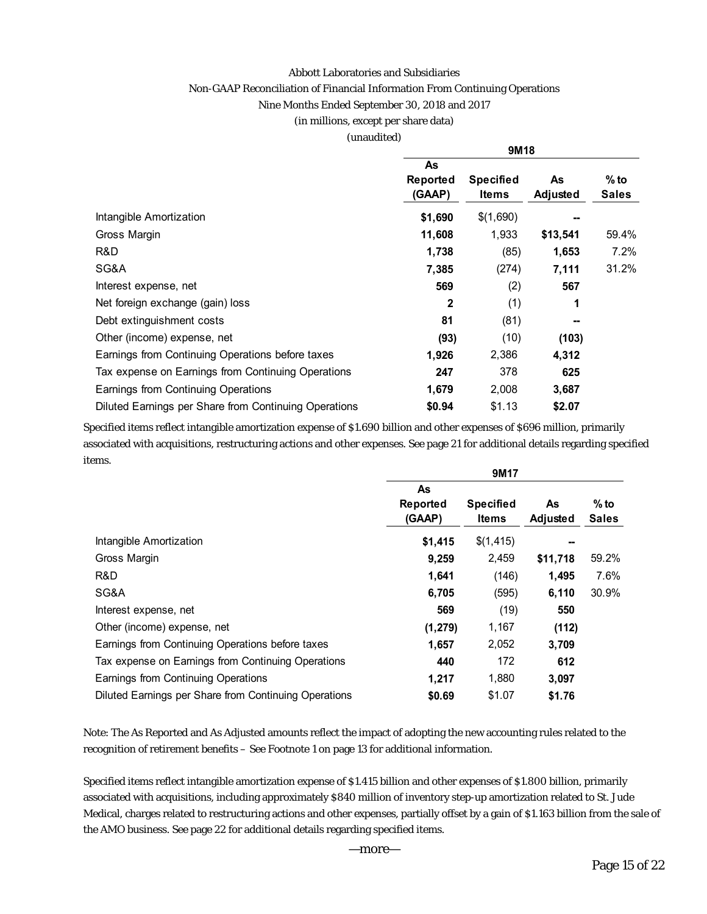Abbott Laboratories and Subsidiaries

Non-GAAP Reconciliation of Financial Information From Continuing Operations

Nine Months Ended September 30, 2018 and 2017

(in millions, except per share data)

(unaudited)

| | 9M18 | | | |
|---|---|---|---|---|
| | **As Reported (GAAP)** | **Specified Items** | **As Adjusted** | **% to Sales** |
| Intangible Amortization | **$1,690** | $(1,690) | **--** | |
| Gross Margin | **11,608** | 1,933 | **$13,541** | 59.4% |
| R&D | **1,738** | (85) | **1,653** | 7.2% |
| SG&A | **7,385** | (274) | **7,111** | 31.2% |
| Interest expense, net | **569** | (2) | **567** | |
| Net foreign exchange (gain) loss | **2** | (1) | **1** | |
| Debt extinguishment costs | **81** | (81) | **--** | |
| Other (income) expense, net | **(93)** | (10) | **(103)** | |
| Earnings from Continuing Operations before taxes | **1,926** | 2,386 | **4,312** | |
| Tax expense on Earnings from Continuing Operations | **247** | 378 | **625** | |
| Earnings from Continuing Operations | **1,679** | 2,008 | **3,687** | |
| Diluted Earnings per Share from Continuing Operations | **$0.94** | $1.13 | **$2.07** | |

Specified items reflect intangible amortization expense of $1.690 billion and other expenses of $696 million, primarily associated with acquisitions, restructuring actions and other expenses. See page 21 for additional details regarding specified items.

| | 9M17 | | | |
|---|---|---|---|---|
| | **As Reported (GAAP)** | **Specified Items** | **As Adjusted** | **% to Sales** |
| Intangible Amortization | **$1,415** | $(1,415) | **--** | |
| Gross Margin | **9,259** | 2,459 | **$11,718** | 59.2% |
| R&D | **1,641** | (146) | **1,495** | 7.6% |
| SG&A | **6,705** | (595) | **6,110** | 30.9% |
| Interest expense, net | **569** | (19) | **550** | |
| Other (income) expense, net | **(1,279)** | 1,167 | **(112)** | |
| Earnings from Continuing Operations before taxes | **1,657** | 2,052 | **3,709** | |
| Tax expense on Earnings from Continuing Operations | **440** | 172 | **612** | |
| Earnings from Continuing Operations | **1,217** | 1,880 | **3,097** | |
| Diluted Earnings per Share from Continuing Operations | **$0.69** | $1.07 | **$1.76** | |

Note: The As Reported and As Adjusted amounts reflect the impact of adopting the new accounting rules related to the recognition of retirement benefits – See Footnote 1 on page 13 for additional information.

Specified items reflect intangible amortization expense of $1.415 billion and other expenses of $1.800 billion, primarily associated with acquisitions, including approximately $840 million of inventory step-up amortization related to St. Jude Medical, charges related to restructuring actions and other expenses, partially offset by a gain of $1.163 billion from the sale of the AMO business. See page 22 for additional details regarding specified items.

—more—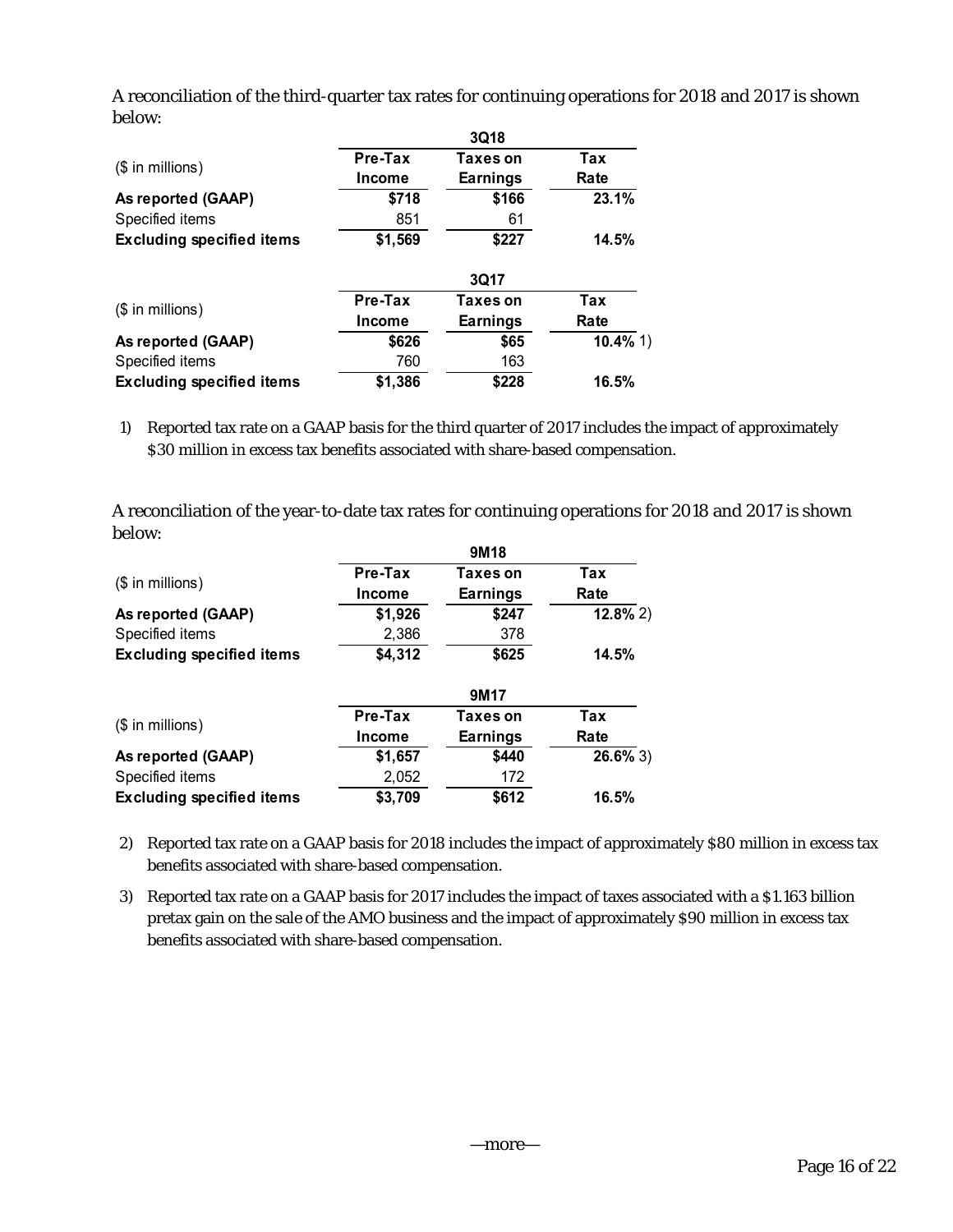A reconciliation of the third-quarter tax rates for continuing operations for 2018 and 2017 is shown below:

| ($ in millions) | 3Q18 | | |
|---|---|---|---|
| | **Pre-Tax Income** | **Taxes on Earnings** | **Tax Rate** |
| **As reported (GAAP)** | **$718** | **$166** | **23.1%** |
| Specified items | 851 | 61 | |
| **Excluding specified items** | **$1,569** | **$227** | **14.5%** |

| ($ in millions) | 3Q17 | | |
|---|---|---|---|
| | **Pre-Tax Income** | **Taxes on Earnings** | **Tax Rate** |
| **As reported (GAAP)** | **$626** | **$65** | **10.4%** 1) |
| Specified items | 760 | 163 | |
| **Excluding specified items** | **$1,386** | **$228** | **16.5%** |

1) Reported tax rate on a GAAP basis for the third quarter of 2017 includes the impact of approximately $30 million in excess tax benefits associated with share-based compensation.

A reconciliation of the year-to-date tax rates for continuing operations for 2018 and 2017 is shown below:

| ($ in millions) | 9M18 | | |
|---|---|---|---|
| | **Pre-Tax Income** | **Taxes on Earnings** | **Tax Rate** |
| **As reported (GAAP)** | **$1,926** | **$247** | **12.8%** 2) |
| Specified items | 2,386 | 378 | |
| **Excluding specified items** | **$4,312** | **$625** | **14.5%** |

| ($ in millions) | 9M17 | | |
|---|---|---|---|
| | **Pre-Tax Income** | **Taxes on Earnings** | **Tax Rate** |
| **As reported (GAAP)** | **$1,657** | **$440** | **26.6%** 3) |
| Specified items | 2,052 | 172 | |
| **Excluding specified items** | **$3,709** | **$612** | **16.5%** |

2) Reported tax rate on a GAAP basis for 2018 includes the impact of approximately $80 million in excess tax benefits associated with share-based compensation.

3) Reported tax rate on a GAAP basis for 2017 includes the impact of taxes associated with a $1.163 billion pretax gain on the sale of the AMO business and the impact of approximately $90 million in excess tax benefits associated with share-based compensation.

—more—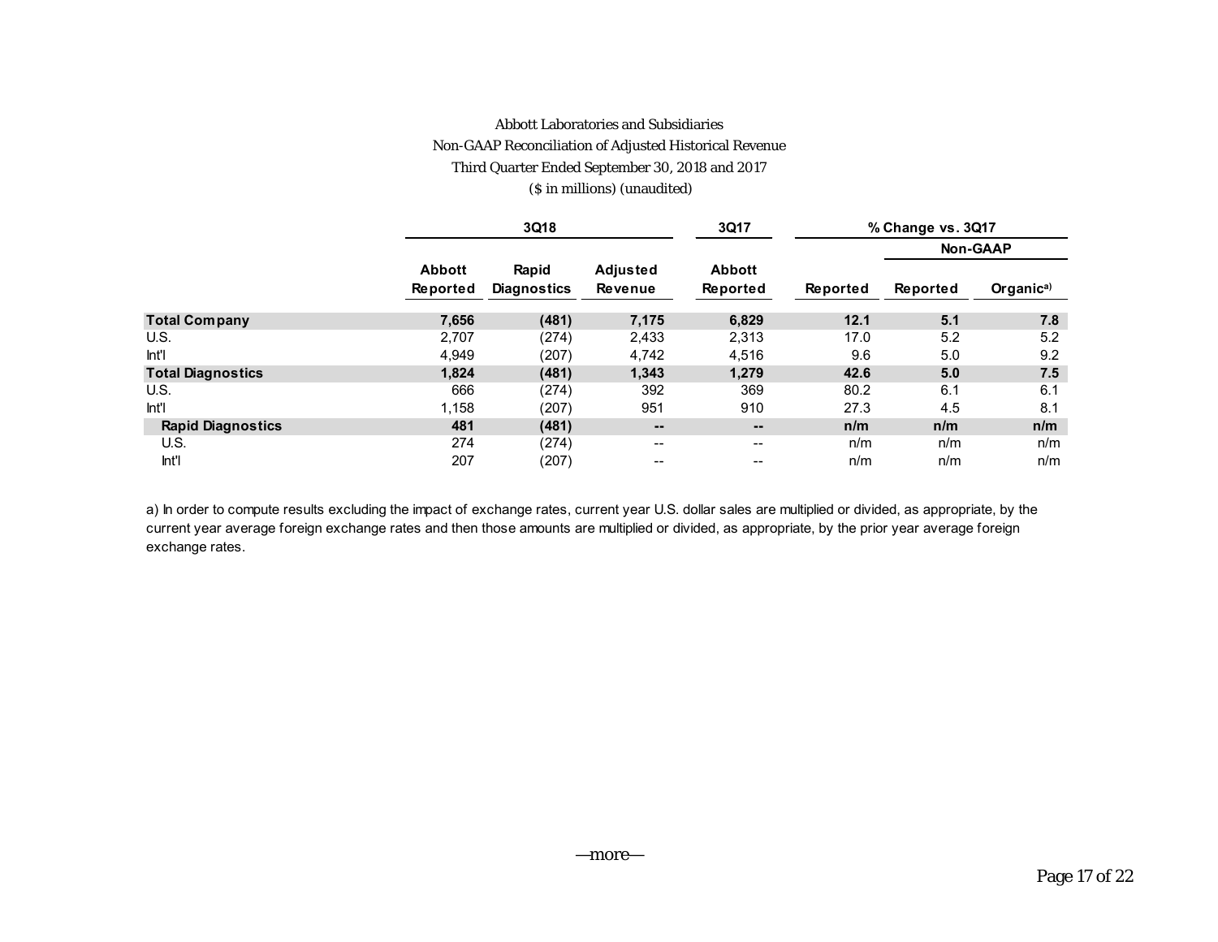Abbott Laboratories and Subsidiaries

Non-GAAP Reconciliation of Adjusted Historical Revenue

Third Quarter Ended September 30, 2018 and 2017

($ in millions) (unaudited)

| | 3Q18 | | | 3Q17 | % Change vs. 3Q17 | | |
|---|---|---|---|---|---|---|---|
| | | | | | | Non-GAAP | |
| | Abbott Reported | Rapid Diagnostics | Adjusted Revenue | Abbott Reported | Reported | Reported | Organic[a)] |
| **Total Company** | **7,656** | **(481)** | **7,175** | **6,829** | **12.1** | **5.1** | **7.8** |
| U.S. | 2,707 | (274) | 2,433 | 2,313 | 17.0 | 5.2 | 5.2 |
| Int'l | 4,949 | (207) | 4,742 | 4,516 | 9.6 | 5.0 | 9.2 |
| **Total Diagnostics** | **1,824** | **(481)** | **1,343** | **1,279** | **42.6** | **5.0** | **7.5** |
| U.S. | 666 | (274) | 392 | 369 | 80.2 | 6.1 | 6.1 |
| Int'l | 1,158 | (207) | 951 | 910 | 27.3 | 4.5 | 8.1 |
| **Rapid Diagnostics** | **481** | **(481)** | **--** | **--** | **n/m** | **n/m** | **n/m** |
| U.S. | 274 | (274) | -- | -- | n/m | n/m | n/m |
| Int'l | 207 | (207) | -- | -- | n/m | n/m | n/m |

a) In order to compute results excluding the impact of exchange rates, current year U.S. dollar sales are multiplied or divided, as appropriate, by the current year average foreign exchange rates and then those amounts are multiplied or divided, as appropriate, by the prior year average foreign exchange rates.

—more—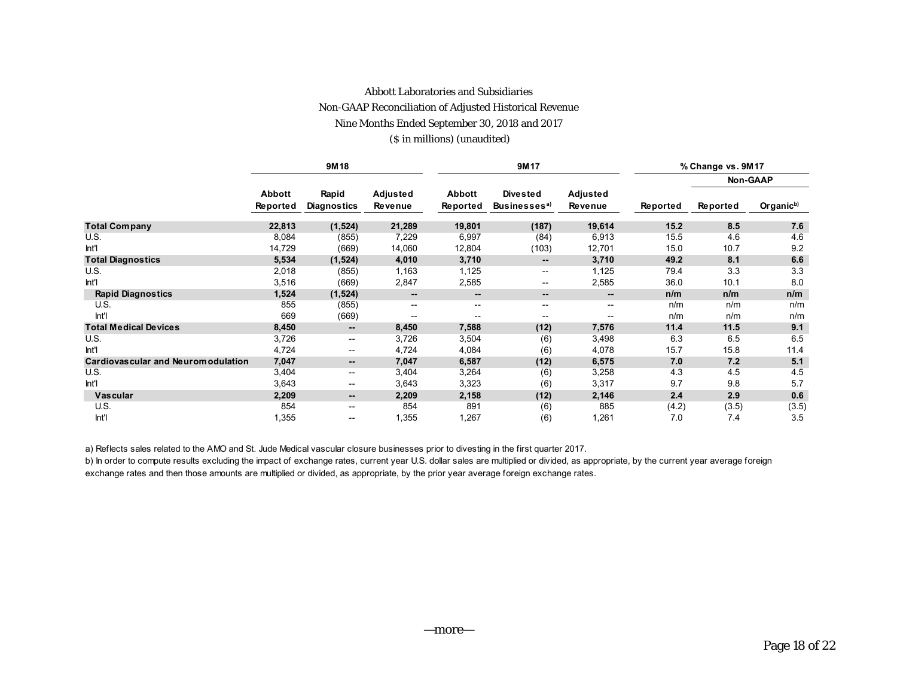Abbott Laboratories and Subsidiaries

Non-GAAP Reconciliation of Adjusted Historical Revenue

Nine Months Ended September 30, 2018 and 2017

($ in millions) (unaudited)

| | 9M18 | | | 9M17 | | | % Change vs. 9M17 | | |
|---|---|---|---|---|---|---|---|---|---|
| | | | | | | | | Non-GAAP | |
| | Abbott Reported | Rapid Diagnostics | Adjusted Revenue | Abbott Reported | Divested Businesses[a)] | Adjusted Revenue | Reported | Reported | Organic[b)] |
| **Total Company** | **22,813** | **(1,524)** | **21,289** | **19,801** | **(187)** | **19,614** | **15.2** | **8.5** | **7.6** |
| U.S. | 8,084 | (855) | 7,229 | 6,997 | (84) | 6,913 | 15.5 | 4.6 | 4.6 |
| Int'l | 14,729 | (669) | 14,060 | 12,804 | (103) | 12,701 | 15.0 | 10.7 | 9.2 |
| **Total Diagnostics** | **5,534** | **(1,524)** | **4,010** | **3,710** | **--** | **3,710** | **49.2** | **8.1** | **6.6** |
| U.S. | 2,018 | (855) | 1,163 | 1,125 | -- | 1,125 | 79.4 | 3.3 | 3.3 |
| Int'l | 3,516 | (669) | 2,847 | 2,585 | -- | 2,585 | 36.0 | 10.1 | 8.0 |
| **Rapid Diagnostics** | **1,524** | **(1,524)** | **--** | **--** | **--** | **--** | **n/m** | **n/m** | **n/m** |
| U.S. | 855 | (855) | -- | -- | -- | -- | n/m | n/m | n/m |
| Int'l | 669 | (669) | -- | -- | -- | -- | n/m | n/m | n/m |
| **Total Medical Devices** | **8,450** | **--** | **8,450** | **7,588** | **(12)** | **7,576** | **11.4** | **11.5** | **9.1** |
| U.S. | 3,726 | -- | 3,726 | 3,504 | (6) | 3,498 | 6.3 | 6.5 | 6.5 |
| Int'l | 4,724 | -- | 4,724 | 4,084 | (6) | 4,078 | 15.7 | 15.8 | 11.4 |
| **Cardiovascular and Neuromodulation** | **7,047** | **--** | **7,047** | **6,587** | **(12)** | **6,575** | **7.0** | **7.2** | **5.1** |
| U.S. | 3,404 | -- | 3,404 | 3,264 | (6) | 3,258 | 4.3 | 4.5 | 4.5 |
| Int'l | 3,643 | -- | 3,643 | 3,323 | (6) | 3,317 | 9.7 | 9.8 | 5.7 |
| **Vascular** | **2,209** | **--** | **2,209** | **2,158** | **(12)** | **2,146** | **2.4** | **2.9** | **0.6** |
| U.S. | 854 | -- | 854 | 891 | (6) | 885 | (4.2) | (3.5) | (3.5) |
| Int'l | 1,355 | -- | 1,355 | 1,267 | (6) | 1,261 | 7.0 | 7.4 | 3.5 |

a) Reflects sales related to the AMO and St. Jude Medical vascular closure businesses prior to divesting in the first quarter 2017.

b) In order to compute results excluding the impact of exchange rates, current year U.S. dollar sales are multiplied or divided, as appropriate, by the current year average foreign exchange rates and then those amounts are multiplied or divided, as appropriate, by the prior year average foreign exchange rates.

—more—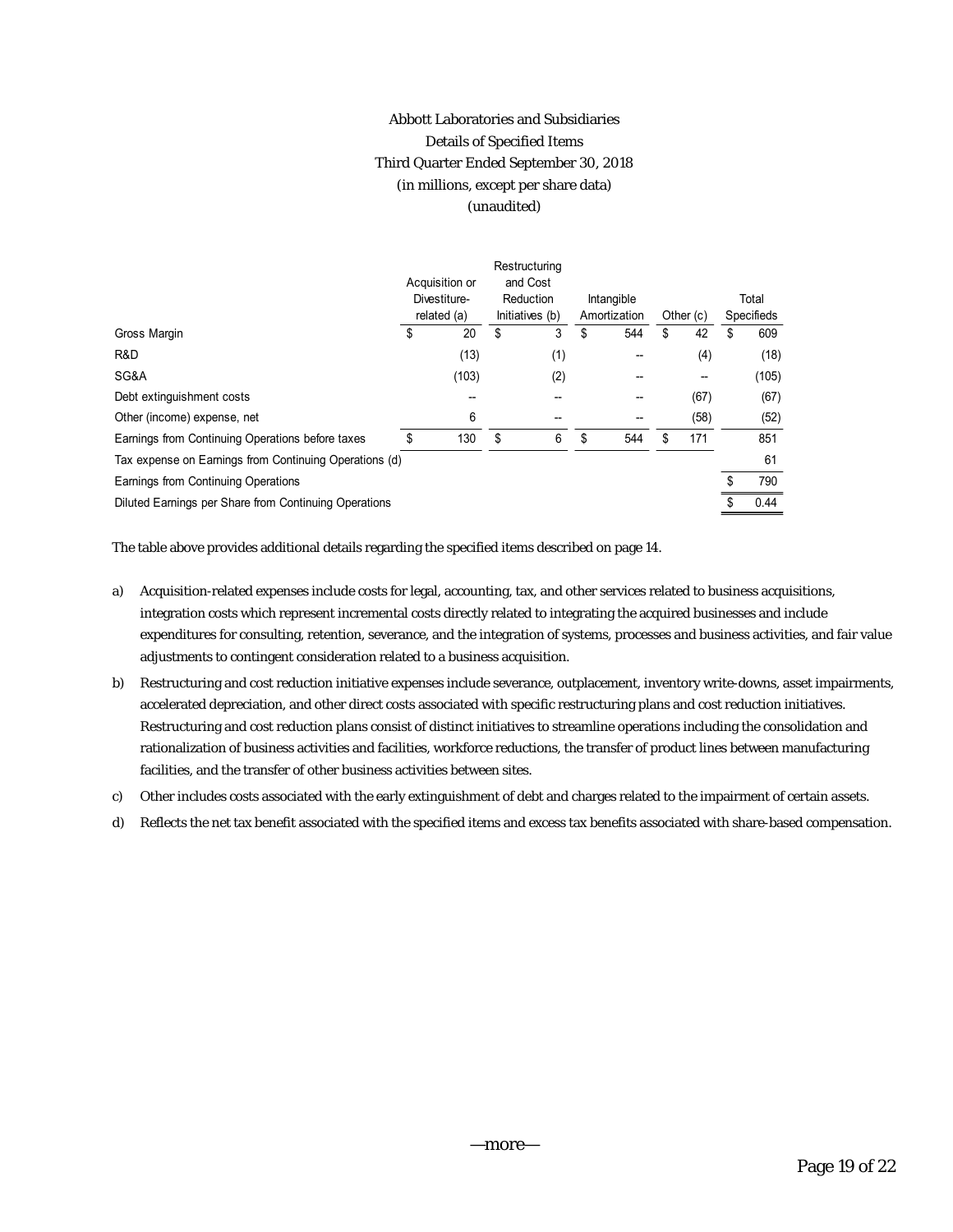# Abbott Laboratories and Subsidiaries
## Details of Specified Items
### Third Quarter Ended September 30, 2018
(in millions, except per share data)
(unaudited)

| | Acquisition or Divestiture-related (a) | Restructuring and Cost Reduction Initiatives (b) | Intangible Amortization | Other (c) | Total Specifieds |
|---|---|---|---|---|---|
| Gross Margin | $ 20 | $ 3 | $ 544 | $ 42 | $ 609 |
| R&D | (13) | (1) | -- | (4) | (18) |
| SG&A | (103) | (2) | -- | -- | (105) |
| Debt extinguishment costs | -- | -- | -- | (67) | (67) |
| Other (income) expense, net | 6 | -- | -- | (58) | (52) |
| Earnings from Continuing Operations before taxes | $ 130 | $ 6 | $ 544 | $ 171 | 851 |
| Tax expense on Earnings from Continuing Operations (d) | | | | | 61 |
| Earnings from Continuing Operations | | | | | $ 790 |
| Diluted Earnings per Share from Continuing Operations | | | | | $ 0.44 |

The table above provides additional details regarding the specified items described on page 14.

a) Acquisition-related expenses include costs for legal, accounting, tax, and other services related to business acquisitions, integration costs which represent incremental costs directly related to integrating the acquired businesses and include expenditures for consulting, retention, severance, and the integration of systems, processes and business activities, and fair value adjustments to contingent consideration related to a business acquisition.

b) Restructuring and cost reduction initiative expenses include severance, outplacement, inventory write-downs, asset impairments, accelerated depreciation, and other direct costs associated with specific restructuring plans and cost reduction initiatives. Restructuring and cost reduction plans consist of distinct initiatives to streamline operations including the consolidation and rationalization of business activities and facilities, workforce reductions, the transfer of product lines between manufacturing facilities, and the transfer of other business activities between sites.

c) Other includes costs associated with the early extinguishment of debt and charges related to the impairment of certain assets.

d) Reflects the net tax benefit associated with the specified items and excess tax benefits associated with share-based compensation.

—more—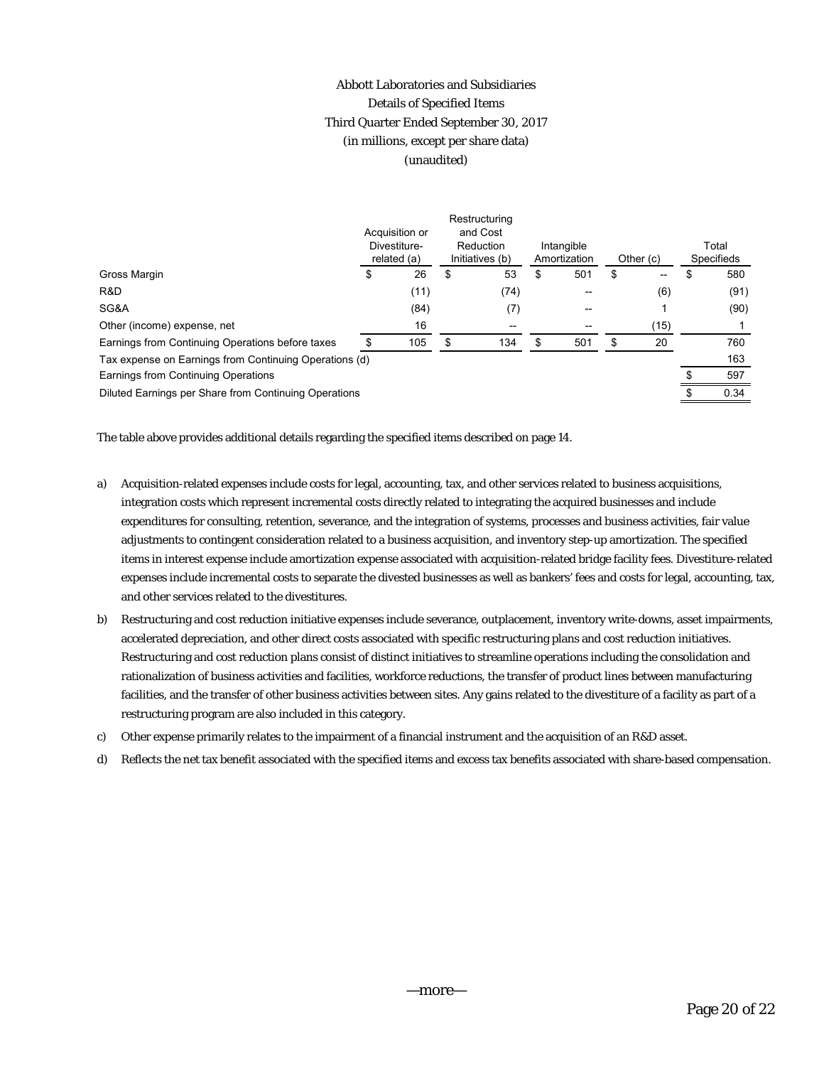# Abbott Laboratories and Subsidiaries

Details of Specified Items

Third Quarter Ended September 30, 2017

(in millions, except per share data)

(unaudited)

| | Acquisition or Divestiture-related (a) | Restructuring and Cost Reduction Initiatives (b) | Intangible Amortization | Other (c) | Total Specifieds |
|---|---|---|---|---|---|
| Gross Margin | $ 26 | $ 53 | $ 501 | $ -- | $ 580 |
| R&D | (11) | (74) | -- | (6) | (91) |
| SG&A | (84) | (7) | -- | 1 | (90) |
| Other (income) expense, net | 16 | -- | -- | (15) | 1 |
| Earnings from Continuing Operations before taxes | $ 105 | $ 134 | $ 501 | $ 20 | 760 |
| Tax expense on Earnings from Continuing Operations (d) | | | | | 163 |
| Earnings from Continuing Operations | | | | | $ 597 |
| Diluted Earnings per Share from Continuing Operations | | | | | $ 0.34 |

The table above provides additional details regarding the specified items described on page 14.

a) Acquisition-related expenses include costs for legal, accounting, tax, and other services related to business acquisitions, integration costs which represent incremental costs directly related to integrating the acquired businesses and include expenditures for consulting, retention, severance, and the integration of systems, processes and business activities, fair value adjustments to contingent consideration related to a business acquisition, and inventory step-up amortization. The specified items in interest expense include amortization expense associated with acquisition-related bridge facility fees. Divestiture-related expenses include incremental costs to separate the divested businesses as well as bankers' fees and costs for legal, accounting, tax, and other services related to the divestitures.

b) Restructuring and cost reduction initiative expenses include severance, outplacement, inventory write-downs, asset impairments, accelerated depreciation, and other direct costs associated with specific restructuring plans and cost reduction initiatives. Restructuring and cost reduction plans consist of distinct initiatives to streamline operations including the consolidation and rationalization of business activities and facilities, workforce reductions, the transfer of product lines between manufacturing facilities, and the transfer of other business activities between sites. Any gains related to the divestiture of a facility as part of a restructuring program are also included in this category.

c) Other expense primarily relates to the impairment of a financial instrument and the acquisition of an R&D asset.

d) Reflects the net tax benefit associated with the specified items and excess tax benefits associated with share-based compensation.

—more—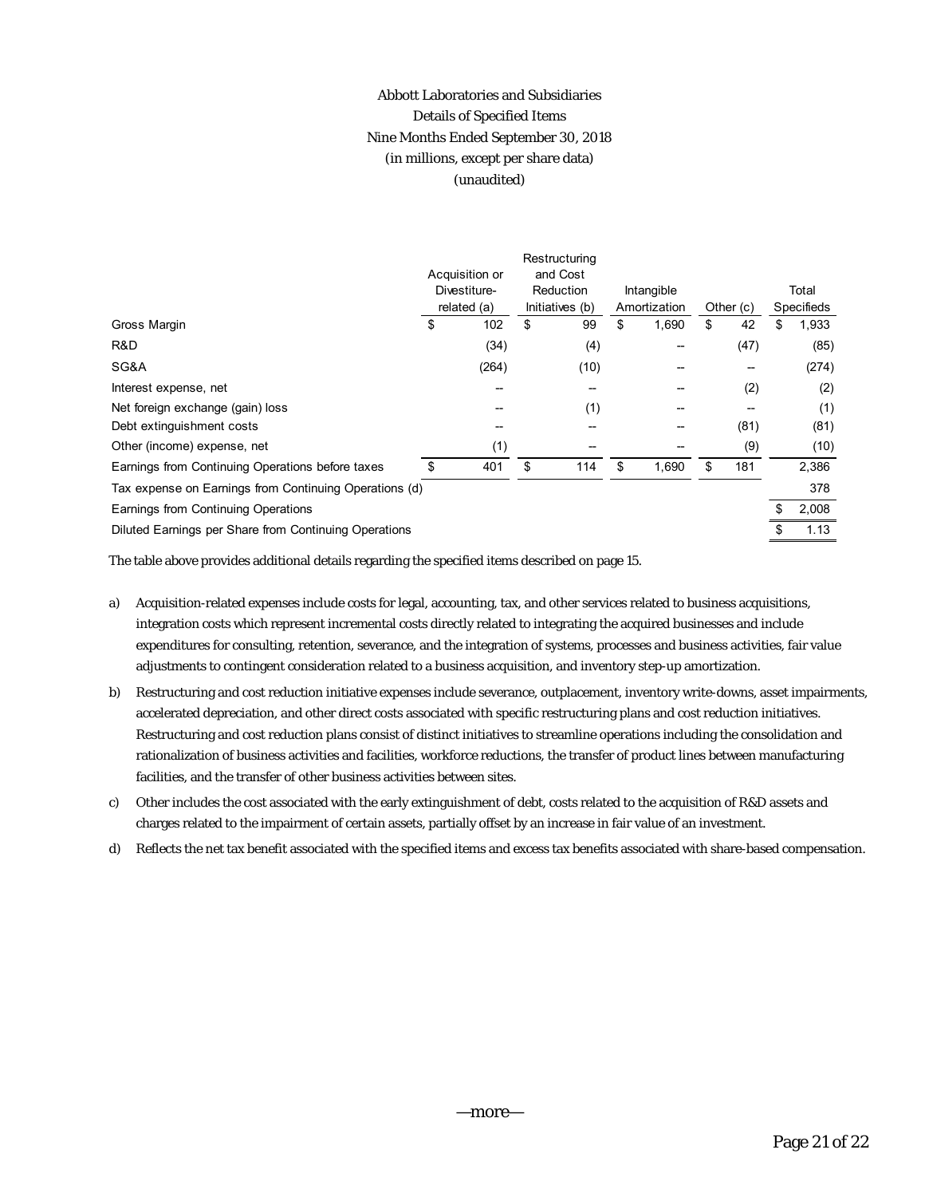# Abbott Laboratories and Subsidiaries
## Details of Specified Items
### Nine Months Ended September 30, 2018
(in millions, except per share data)
(unaudited)

| | Acquisition or Divestiture-related (a) | Restructuring and Cost Reduction Initiatives (b) | Intangible Amortization | Other (c) | Total Specifieds |
|---|---|---|---|---|---|
| Gross Margin | $ 102 | $ 99 | $ 1,690 | $ 42 | $ 1,933 |
| R&D | (34) | (4) | -- | (47) | (85) |
| SG&A | (264) | (10) | -- | -- | (274) |
| Interest expense, net | -- | -- | -- | (2) | (2) |
| Net foreign exchange (gain) loss | -- | (1) | -- | -- | (1) |
| Debt extinguishment costs | -- | -- | -- | (81) | (81) |
| Other (income) expense, net | (1) | -- | -- | (9) | (10) |
| Earnings from Continuing Operations before taxes | $ 401 | $ 114 | $ 1,690 | $ 181 | 2,386 |
| Tax expense on Earnings from Continuing Operations (d) | | | | | 378 |
| Earnings from Continuing Operations | | | | | $ 2,008 |
| Diluted Earnings per Share from Continuing Operations | | | | | $ 1.13 |

The table above provides additional details regarding the specified items described on page 15.

a) Acquisition-related expenses include costs for legal, accounting, tax, and other services related to business acquisitions, integration costs which represent incremental costs directly related to integrating the acquired businesses and include expenditures for consulting, retention, severance, and the integration of systems, processes and business activities, fair value adjustments to contingent consideration related to a business acquisition, and inventory step-up amortization.

b) Restructuring and cost reduction initiative expenses include severance, outplacement, inventory write-downs, asset impairments, accelerated depreciation, and other direct costs associated with specific restructuring plans and cost reduction initiatives. Restructuring and cost reduction plans consist of distinct initiatives to streamline operations including the consolidation and rationalization of business activities and facilities, workforce reductions, the transfer of product lines between manufacturing facilities, and the transfer of other business activities between sites.

c) Other includes the cost associated with the early extinguishment of debt, costs related to the acquisition of R&D assets and charges related to the impairment of certain assets, partially offset by an increase in fair value of an investment.

d) Reflects the net tax benefit associated with the specified items and excess tax benefits associated with share-based compensation.

—more—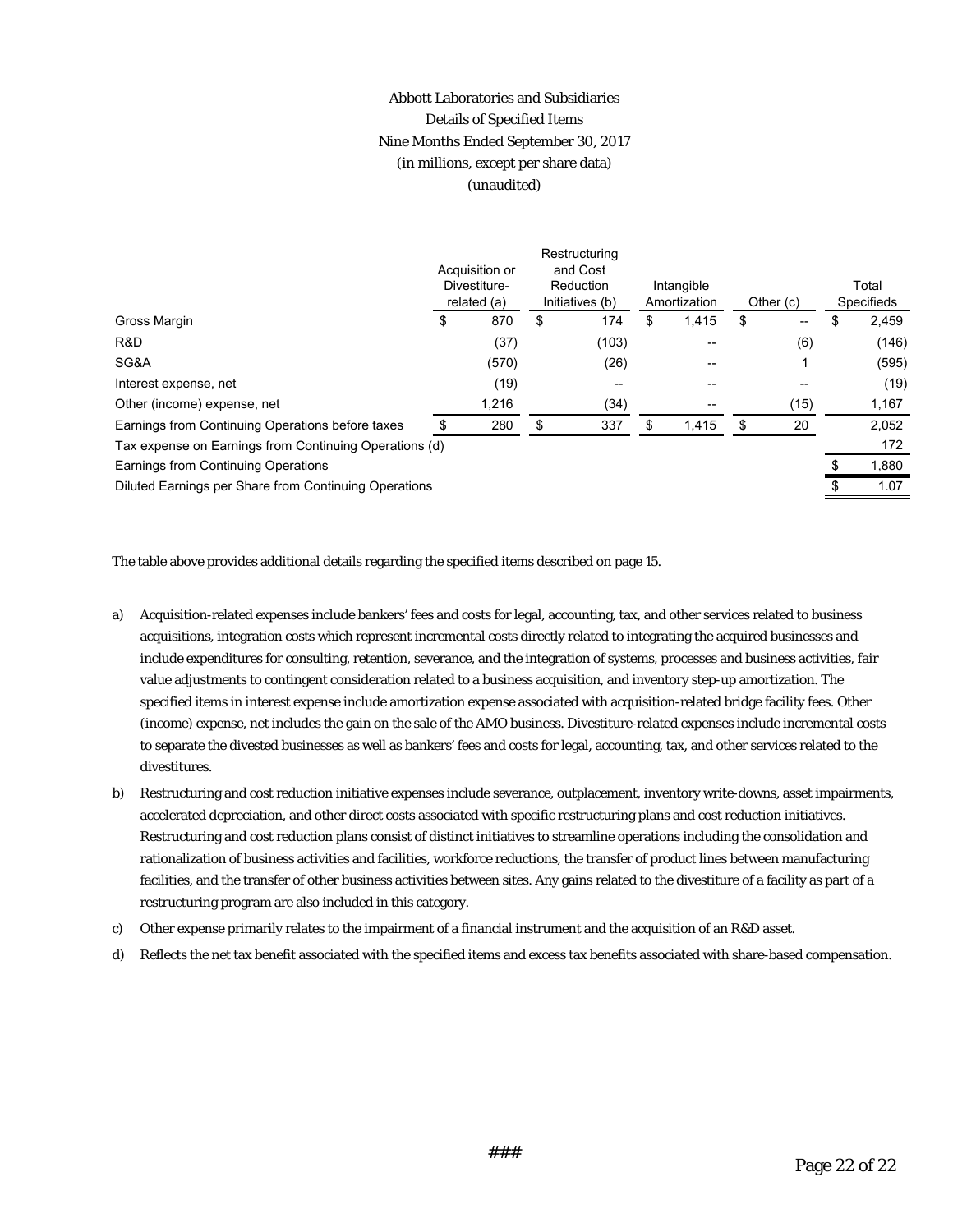Abbott Laboratories and Subsidiaries
Details of Specified Items
Nine Months Ended September 30, 2017
(in millions, except per share data)
(unaudited)

| | Acquisition or Divestiture-related (a) | Restructuring and Cost Reduction Initiatives (b) | Intangible Amortization | Other (c) | Total Specifieds |
|---|---|---|---|---|---|
| Gross Margin | $ 870 | $ 174 | $ 1,415 | $ -- | $ 2,459 |
| R&D | (37) | (103) | -- | (6) | (146) |
| SG&A | (570) | (26) | -- | 1 | (595) |
| Interest expense, net | (19) | -- | -- | -- | (19) |
| Other (income) expense, net | 1,216 | (34) | -- | (15) | 1,167 |
| Earnings from Continuing Operations before taxes | $ 280 | $ 337 | $ 1,415 | $ 20 | 2,052 |
| Tax expense on Earnings from Continuing Operations (d) | | | | | 172 |
| Earnings from Continuing Operations | | | | | $ 1,880 |
| Diluted Earnings per Share from Continuing Operations | | | | | $ 1.07 |

The table above provides additional details regarding the specified items described on page 15.

a) Acquisition-related expenses include bankers' fees and costs for legal, accounting, tax, and other services related to business acquisitions, integration costs which represent incremental costs directly related to integrating the acquired businesses and include expenditures for consulting, retention, severance, and the integration of systems, processes and business activities, fair value adjustments to contingent consideration related to a business acquisition, and inventory step-up amortization. The specified items in interest expense include amortization expense associated with acquisition-related bridge facility fees. Other (income) expense, net includes the gain on the sale of the AMO business. Divestiture-related expenses include incremental costs to separate the divested businesses as well as bankers' fees and costs for legal, accounting, tax, and other services related to the divestitures.

b) Restructuring and cost reduction initiative expenses include severance, outplacement, inventory write-downs, asset impairments, accelerated depreciation, and other direct costs associated with specific restructuring plans and cost reduction initiatives. Restructuring and cost reduction plans consist of distinct initiatives to streamline operations including the consolidation and rationalization of business activities and facilities, workforce reductions, the transfer of product lines between manufacturing facilities, and the transfer of other business activities between sites. Any gains related to the divestiture of a facility as part of a restructuring program are also included in this category.

c) Other expense primarily relates to the impairment of a financial instrument and the acquisition of an R&D asset.

d) Reflects the net tax benefit associated with the specified items and excess tax benefits associated with share-based compensation.

###